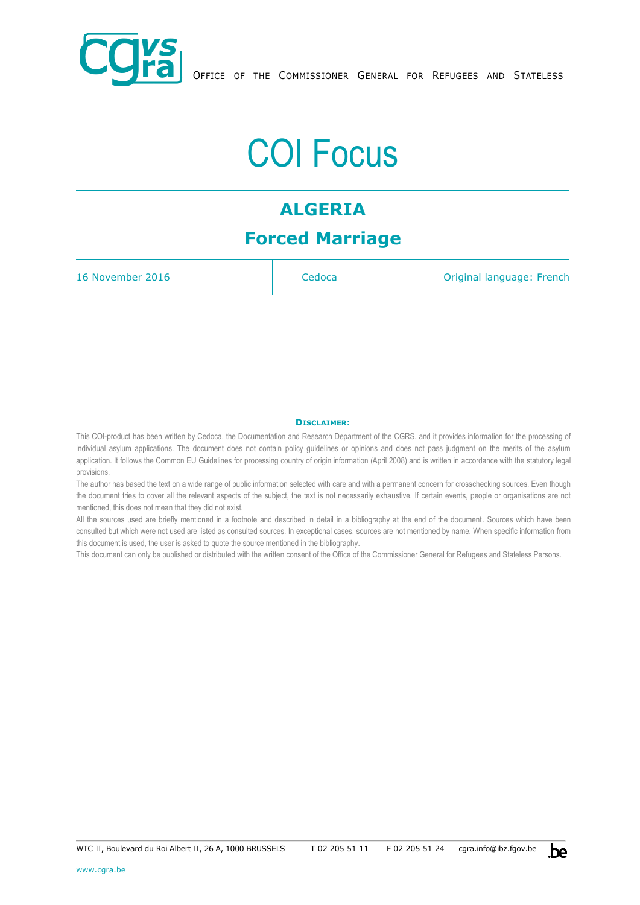OFFICE OF THE COMMISSIONER GENERAL FOR REFUGEES AND STATELESS

# COI Focus

## ALGERIA

## Forced Marriage

16 November 2016 | Cedoca | Original language: French

**DISCLAIMER:**

This COI-product has been written by Cedoca, the Documentation and Research Department of the CGRS, and it provides information for the processing of individual asylum applications. The document does not contain policy guidelines or opinions and does not pass judgment on the merits of the asylum application. It follows the Common EU Guidelines for processing country of origin information (April 2008) and is written in accordance with the statutory legal provisions.

The author has based the text on a wide range of public information selected with care and with a permanent concern for crosschecking sources. Even though the document tries to cover all the relevant aspects of the subject, the text is not necessarily exhaustive. If certain events, people or organisations are not mentioned, this does not mean that they did not exist.

All the sources used are briefly mentioned in a footnote and described in detail in a bibliography at the end of the document. Sources which have been consulted but which were not used are listed as consulted sources. In exceptional cases, sources are not mentioned by name. When specific information from this document is used, the user is asked to quote the source mentioned in the bibliography.

This document can only be published or distributed with the written consent of the Office of the Commissioner General for Refugees and Stateless Persons.

WTC II, Boulevard du Roi Albert II, 26 A, 1000 BRUSSELS T 02 205 51 11 F 02 205 51 24 cgra.info@ibz.fgov.be

www.cgra.be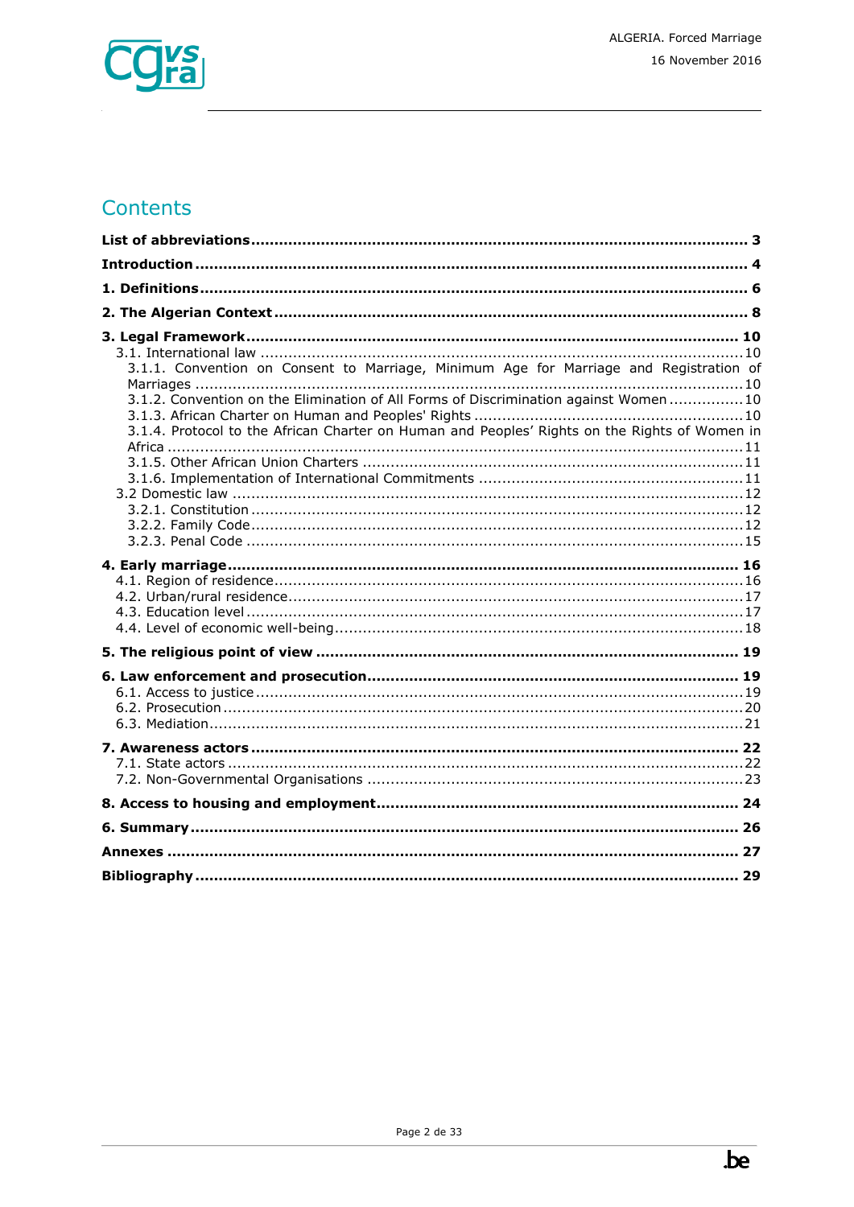# Contents

**List of abbreviations** ... **3**

**Introduction** ... **4**

**1. Definitions** ... **6**

**2. The Algerian Context** ... **8**

**3. Legal Framework** ... **10**

- 3.1. International law ... 10
  - 3.1.1. Convention on Consent to Marriage, Minimum Age for Marriage and Registration of Marriages ... 10
  - 3.1.2. Convention on the Elimination of All Forms of Discrimination against Women ... 10
  - 3.1.3. African Charter on Human and Peoples' Rights ... 10
  - 3.1.4. Protocol to the African Charter on Human and Peoples' Rights on the Rights of Women in Africa ... 11
  - 3.1.5. Other African Union Charters ... 11
  - 3.1.6. Implementation of International Commitments ... 11
- 3.2 Domestic law ... 12
  - 3.2.1. Constitution ... 12
  - 3.2.2. Family Code ... 12
  - 3.2.3. Penal Code ... 15

**4. Early marriage** ... **16**

- 4.1. Region of residence ... 16
- 4.2. Urban/rural residence ... 17
- 4.3. Education level ... 17
- 4.4. Level of economic well-being ... 18

**5. The religious point of view** ... **19**

**6. Law enforcement and prosecution** ... **19**

- 6.1. Access to justice ... 19
- 6.2. Prosecution ... 20
- 6.3. Mediation ... 21

**7. Awareness actors** ... **22**

- 7.1. State actors ... 22
- 7.2. Non-Governmental Organisations ... 23

**8. Access to housing and employment** ... **24**

**6. Summary** ... **26**

**Annexes** ... **27**

**Bibliography** ... **29**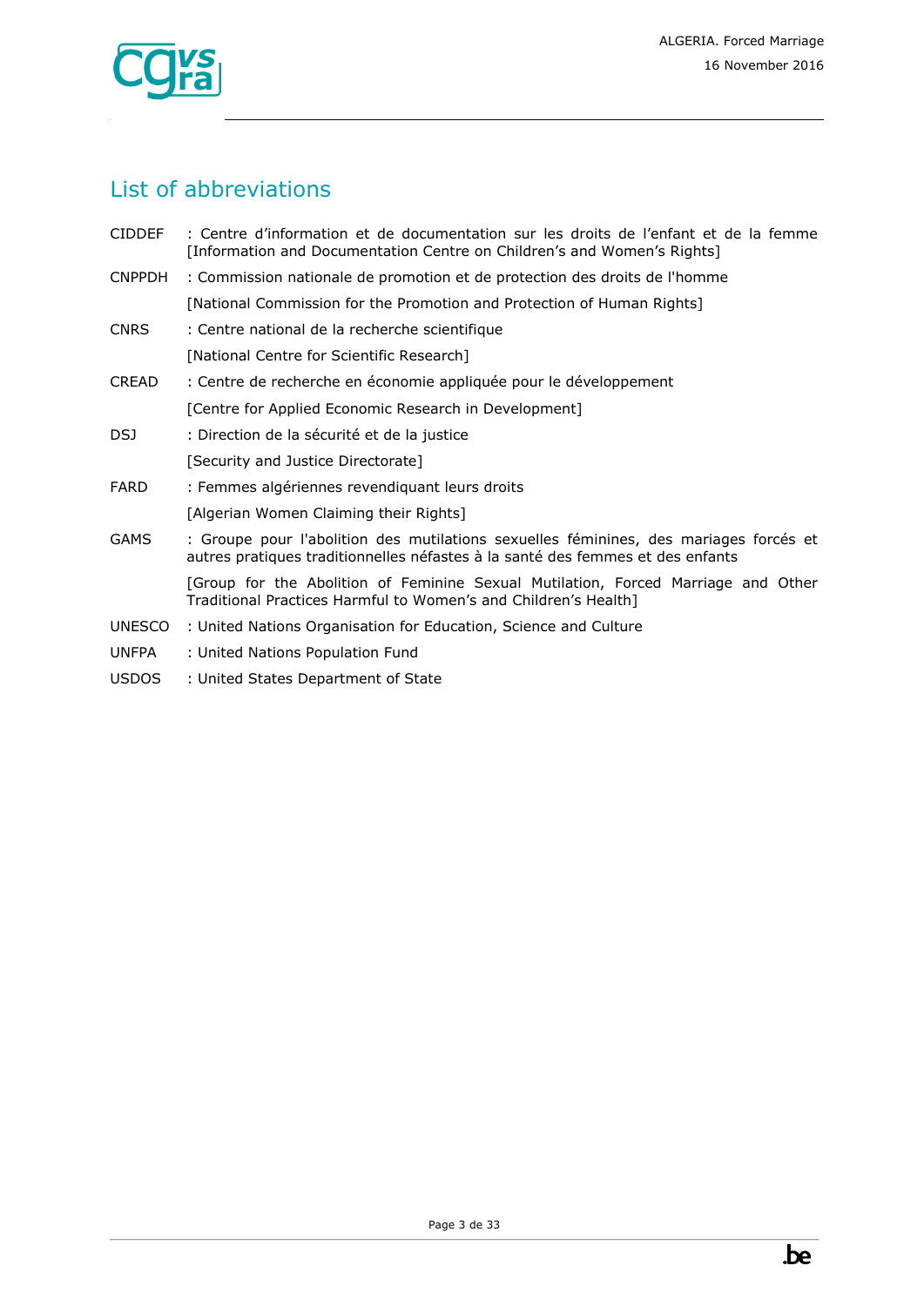## List of abbreviations

| | |
|---|---|
| CIDDEF | : Centre d'information et de documentation sur les droits de l'enfant et de la femme [Information and Documentation Centre on Children's and Women's Rights] |
| CNPPDH | : Commission nationale de promotion et de protection des droits de l'homme [National Commission for the Promotion and Protection of Human Rights] |
| CNRS | : Centre national de la recherche scientifique [National Centre for Scientific Research] |
| CREAD | : Centre de recherche en économie appliquée pour le développement [Centre for Applied Economic Research in Development] |
| DSJ | : Direction de la sécurité et de la justice [Security and Justice Directorate] |
| FARD | : Femmes algériennes revendiquant leurs droits [Algerian Women Claiming their Rights] |
| GAMS | : Groupe pour l'abolition des mutilations sexuelles féminines, des mariages forcés et autres pratiques traditionnelles néfastes à la santé des femmes et des enfants [Group for the Abolition of Feminine Sexual Mutilation, Forced Marriage and Other Traditional Practices Harmful to Women's and Children's Health] |
| UNESCO | : United Nations Organisation for Education, Science and Culture |
| UNFPA | : United Nations Population Fund |
| USDOS | : United States Department of State |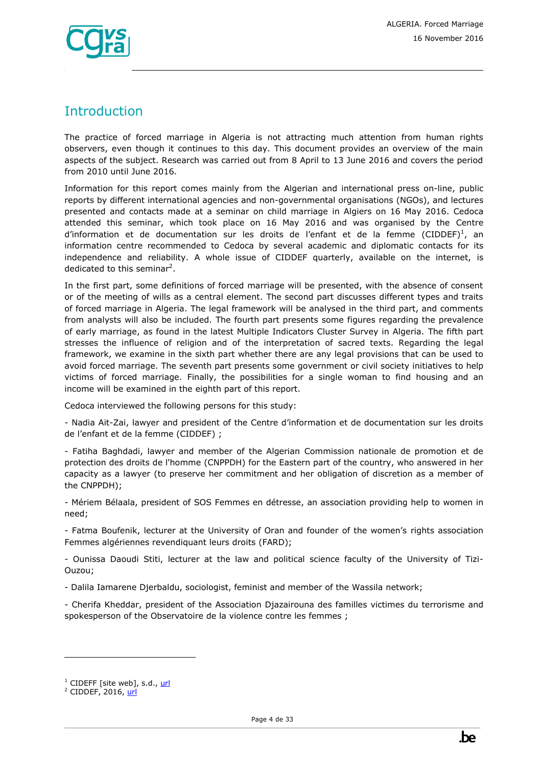## Introduction

The practice of forced marriage in Algeria is not attracting much attention from human rights observers, even though it continues to this day. This document provides an overview of the main aspects of the subject. Research was carried out from 8 April to 13 June 2016 and covers the period from 2010 until June 2016.

Information for this report comes mainly from the Algerian and international press on-line, public reports by different international agencies and non-governmental organisations (NGOs), and lectures presented and contacts made at a seminar on child marriage in Algiers on 16 May 2016. Cedoca attended this seminar, which took place on 16 May 2016 and was organised by the Centre d'information et de documentation sur les droits de l'enfant et de la femme (CIDDEF)[1], an information centre recommended to Cedoca by several academic and diplomatic contacts for its independence and reliability. A whole issue of CIDDEF quarterly, available on the internet, is dedicated to this seminar[2].

In the first part, some definitions of forced marriage will be presented, with the absence of consent or of the meeting of wills as a central element. The second part discusses different types and traits of forced marriage in Algeria. The legal framework will be analysed in the third part, and comments from analysts will also be included. The fourth part presents some figures regarding the prevalence of early marriage, as found in the latest Multiple Indicators Cluster Survey in Algeria. The fifth part stresses the influence of religion and of the interpretation of sacred texts. Regarding the legal framework, we examine in the sixth part whether there are any legal provisions that can be used to avoid forced marriage. The seventh part presents some government or civil society initiatives to help victims of forced marriage. Finally, the possibilities for a single woman to find housing and an income will be examined in the eighth part of this report.

Cedoca interviewed the following persons for this study:

- Nadia Ait-Zai, lawyer and president of the Centre d'information et de documentation sur les droits de l'enfant et de la femme (CIDDEF) ;

- Fatiha Baghdadi, lawyer and member of the Algerian Commission nationale de promotion et de protection des droits de l'homme (CNPPDH) for the Eastern part of the country, who answered in her capacity as a lawyer (to preserve her commitment and her obligation of discretion as a member of the CNPPDH);

- Mériem Bélaala, president of SOS Femmes en détresse, an association providing help to women in need;

- Fatma Boufenik, lecturer at the University of Oran and founder of the women's rights association Femmes algériennes revendiquant leurs droits (FARD);

- Ounissa Daoudi Stiti, lecturer at the law and political science faculty of the University of Tizi-Ouzou;

- Dalila Iamarene Djerbaldu, sociologist, feminist and member of the Wassila network;

- Cherifa Kheddar, president of the Association Djazairouna des familles victimes du terrorisme and spokesperson of the Observatoire de la violence contre les femmes ;

---

[1] CIDEFF [site web], s.d., url

[2] CIDDEF, 2016, url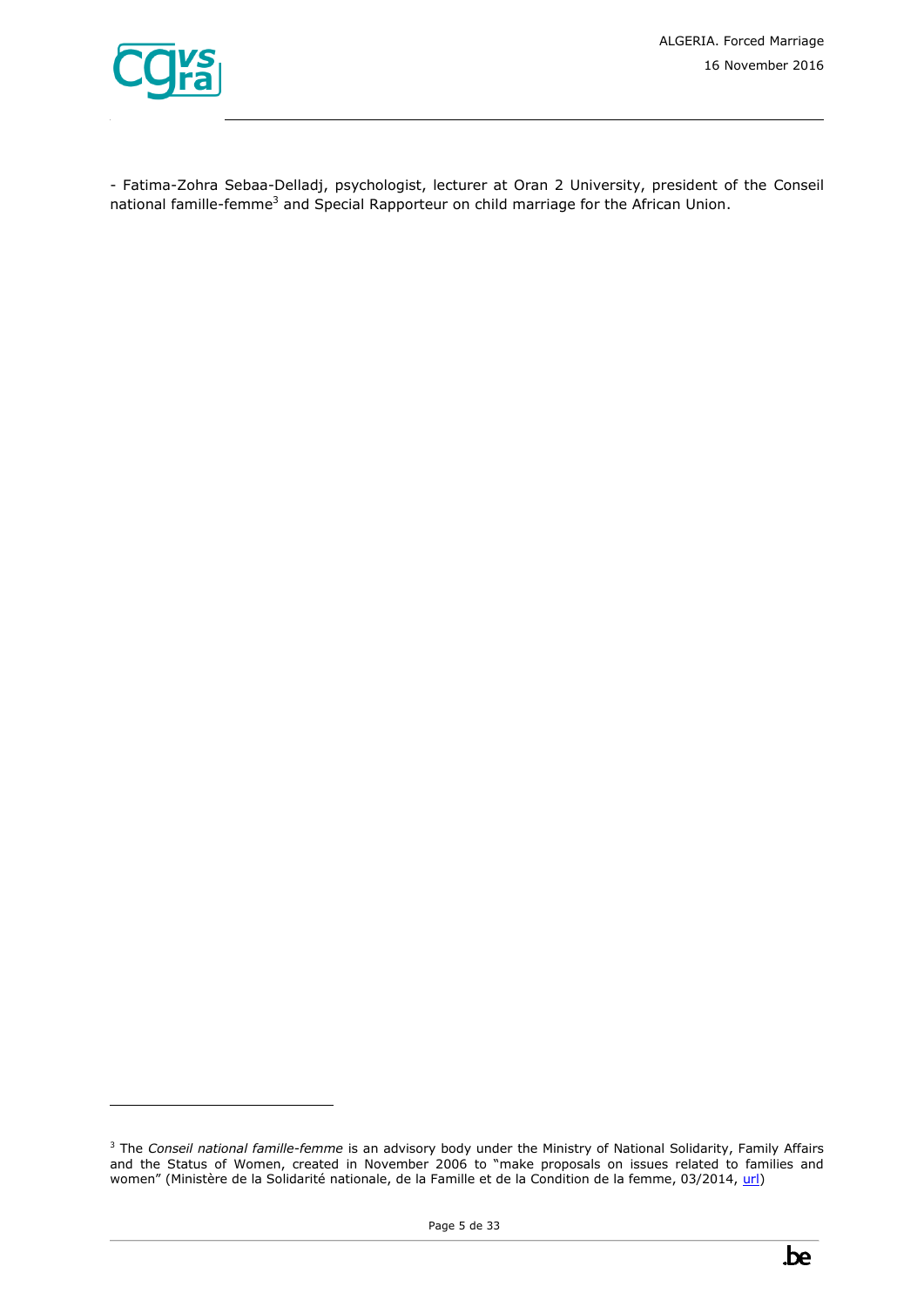- Fatima-Zohra Sebaa-Delladj, psychologist, lecturer at Oran 2 University, president of the Conseil national famille-femme[3] and Special Rapporteur on child marriage for the African Union.

---

[3] The *Conseil national famille-femme* is an advisory body under the Ministry of National Solidarity, Family Affairs and the Status of Women, created in November 2006 to "make proposals on issues related to families and women" (Ministère de la Solidarité nationale, de la Famille et de la Condition de la femme, 03/2014, url)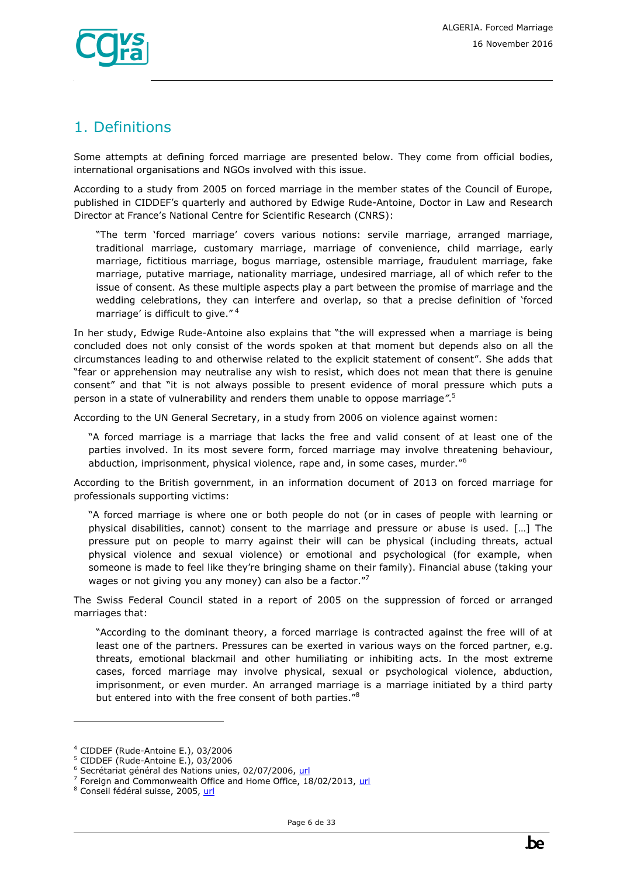# 1. Definitions

Some attempts at defining forced marriage are presented below. They come from official bodies, international organisations and NGOs involved with this issue.

According to a study from 2005 on forced marriage in the member states of the Council of Europe, published in CIDDEF's quarterly and authored by Edwige Rude-Antoine, Doctor in Law and Research Director at France's National Centre for Scientific Research (CNRS):

> "The term 'forced marriage' covers various notions: servile marriage, arranged marriage, traditional marriage, customary marriage, marriage of convenience, child marriage, early marriage, fictitious marriage, bogus marriage, ostensible marriage, fraudulent marriage, fake marriage, putative marriage, nationality marriage, undesired marriage, all of which refer to the issue of consent. As these multiple aspects play a part between the promise of marriage and the wedding celebrations, they can interfere and overlap, so that a precise definition of 'forced marriage' is difficult to give." [4]

In her study, Edwige Rude-Antoine also explains that "the will expressed when a marriage is being concluded does not only consist of the words spoken at that moment but depends also on all the circumstances leading to and otherwise related to the explicit statement of consent". She adds that "fear or apprehension may neutralise any wish to resist, which does not mean that there is genuine consent" and that "it is not always possible to present evidence of moral pressure which puts a person in a state of vulnerability and renders them unable to oppose marriage".[5]

According to the UN General Secretary, in a study from 2006 on violence against women:

> "A forced marriage is a marriage that lacks the free and valid consent of at least one of the parties involved. In its most severe form, forced marriage may involve threatening behaviour, abduction, imprisonment, physical violence, rape and, in some cases, murder."[6]

According to the British government, in an information document of 2013 on forced marriage for professionals supporting victims:

> "A forced marriage is where one or both people do not (or in cases of people with learning or physical disabilities, cannot) consent to the marriage and pressure or abuse is used. […] The pressure put on people to marry against their will can be physical (including threats, actual physical violence and sexual violence) or emotional and psychological (for example, when someone is made to feel like they're bringing shame on their family). Financial abuse (taking your wages or not giving you any money) can also be a factor."[7]

The Swiss Federal Council stated in a report of 2005 on the suppression of forced or arranged marriages that:

> "According to the dominant theory, a forced marriage is contracted against the free will of at least one of the partners. Pressures can be exerted in various ways on the forced partner, e.g. threats, emotional blackmail and other humiliating or inhibiting acts. In the most extreme cases, forced marriage may involve physical, sexual or psychological violence, abduction, imprisonment, or even murder. An arranged marriage is a marriage initiated by a third party but entered into with the free consent of both parties."[8]

---

[4] CIDDEF (Rude-Antoine E.), 03/2006
[5] CIDDEF (Rude-Antoine E.), 03/2006
[6] Secrétariat général des Nations unies, 02/07/2006, url
[7] Foreign and Commonwealth Office and Home Office, 18/02/2013, url
[8] Conseil fédéral suisse, 2005, url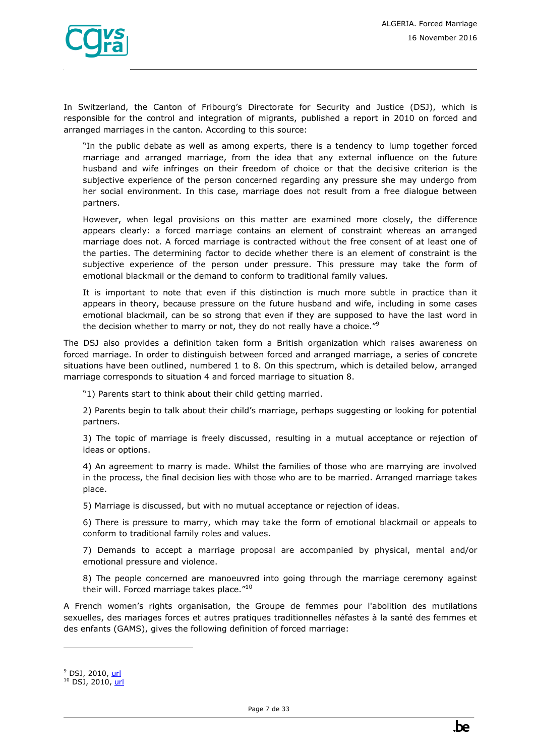In Switzerland, the Canton of Fribourg's Directorate for Security and Justice (DSJ), which is responsible for the control and integration of migrants, published a report in 2010 on forced and arranged marriages in the canton. According to this source:

> "In the public debate as well as among experts, there is a tendency to lump together forced marriage and arranged marriage, from the idea that any external influence on the future husband and wife infringes on their freedom of choice or that the decisive criterion is the subjective experience of the person concerned regarding any pressure she may undergo from her social environment. In this case, marriage does not result from a free dialogue between partners.
>
> However, when legal provisions on this matter are examined more closely, the difference appears clearly: a forced marriage contains an element of constraint whereas an arranged marriage does not. A forced marriage is contracted without the free consent of at least one of the parties. The determining factor to decide whether there is an element of constraint is the subjective experience of the person under pressure. This pressure may take the form of emotional blackmail or the demand to conform to traditional family values.
>
> It is important to note that even if this distinction is much more subtle in practice than it appears in theory, because pressure on the future husband and wife, including in some cases emotional blackmail, can be so strong that even if they are supposed to have the last word in the decision whether to marry or not, they do not really have a choice."[9]

The DSJ also provides a definition taken form a British organization which raises awareness on forced marriage. In order to distinguish between forced and arranged marriage, a series of concrete situations have been outlined, numbered 1 to 8. On this spectrum, which is detailed below, arranged marriage corresponds to situation 4 and forced marriage to situation 8.

> "1) Parents start to think about their child getting married.
>
> 2) Parents begin to talk about their child's marriage, perhaps suggesting or looking for potential partners.
>
> 3) The topic of marriage is freely discussed, resulting in a mutual acceptance or rejection of ideas or options.
>
> 4) An agreement to marry is made. Whilst the families of those who are marrying are involved in the process, the final decision lies with those who are to be married. Arranged marriage takes place.
>
> 5) Marriage is discussed, but with no mutual acceptance or rejection of ideas.
>
> 6) There is pressure to marry, which may take the form of emotional blackmail or appeals to conform to traditional family roles and values.
>
> 7) Demands to accept a marriage proposal are accompanied by physical, mental and/or emotional pressure and violence.
>
> 8) The people concerned are manoeuvred into going through the marriage ceremony against their will. Forced marriage takes place."[10]

A French women's rights organisation, the Groupe de femmes pour l'abolition des mutilations sexuelles, des mariages forces et autres pratiques traditionnelles néfastes à la santé des femmes et des enfants (GAMS), gives the following definition of forced marriage:

---

[9] DSJ, 2010, url

[10] DSJ, 2010, url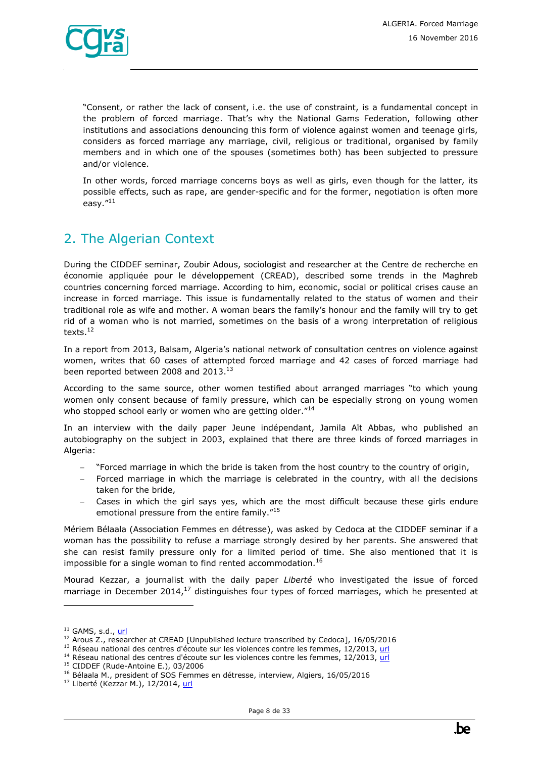"Consent, or rather the lack of consent, i.e. the use of constraint, is a fundamental concept in the problem of forced marriage. That's why the National Gams Federation, following other institutions and associations denouncing this form of violence against women and teenage girls, considers as forced marriage any marriage, civil, religious or traditional, organised by family members and in which one of the spouses (sometimes both) has been subjected to pressure and/or violence.

In other words, forced marriage concerns boys as well as girls, even though for the latter, its possible effects, such as rape, are gender-specific and for the former, negotiation is often more easy."[11]

## 2. The Algerian Context

During the CIDDEF seminar, Zoubir Adous, sociologist and researcher at the Centre de recherche en économie appliquée pour le développement (CREAD), described some trends in the Maghreb countries concerning forced marriage. According to him, economic, social or political crises cause an increase in forced marriage. This issue is fundamentally related to the status of women and their traditional role as wife and mother. A woman bears the family's honour and the family will try to get rid of a woman who is not married, sometimes on the basis of a wrong interpretation of religious texts.[12]

In a report from 2013, Balsam, Algeria's national network of consultation centres on violence against women, writes that 60 cases of attempted forced marriage and 42 cases of forced marriage had been reported between 2008 and 2013.[13]

According to the same source, other women testified about arranged marriages "to which young women only consent because of family pressure, which can be especially strong on young women who stopped school early or women who are getting older."[14]

In an interview with the daily paper Jeune indépendant, Jamila Aït Abbas, who published an autobiography on the subject in 2003, explained that there are three kinds of forced marriages in Algeria:

- "Forced marriage in which the bride is taken from the host country to the country of origin,
- Forced marriage in which the marriage is celebrated in the country, with all the decisions taken for the bride,
- Cases in which the girl says yes, which are the most difficult because these girls endure emotional pressure from the entire family."[15]

Mériem Bélaala (Association Femmes en détresse), was asked by Cedoca at the CIDDEF seminar if a woman has the possibility to refuse a marriage strongly desired by her parents. She answered that she can resist family pressure only for a limited period of time. She also mentioned that it is impossible for a single woman to find rented accommodation.[16]

Mourad Kezzar, a journalist with the daily paper *Liberté* who investigated the issue of forced marriage in December 2014,[17] distinguishes four types of forced marriages, which he presented at

---

[11] GAMS, s.d., url
[12] Arous Z., researcher at CREAD [Unpublished lecture transcribed by Cedoca], 16/05/2016
[13] Réseau national des centres d'écoute sur les violences contre les femmes, 12/2013, url
[14] Réseau national des centres d'écoute sur les violences contre les femmes, 12/2013, url
[15] CIDDEF (Rude-Antoine E.), 03/2006
[16] Bélaala M., president of SOS Femmes en détresse, interview, Algiers, 16/05/2016
[17] Liberté (Kezzar M.), 12/2014, url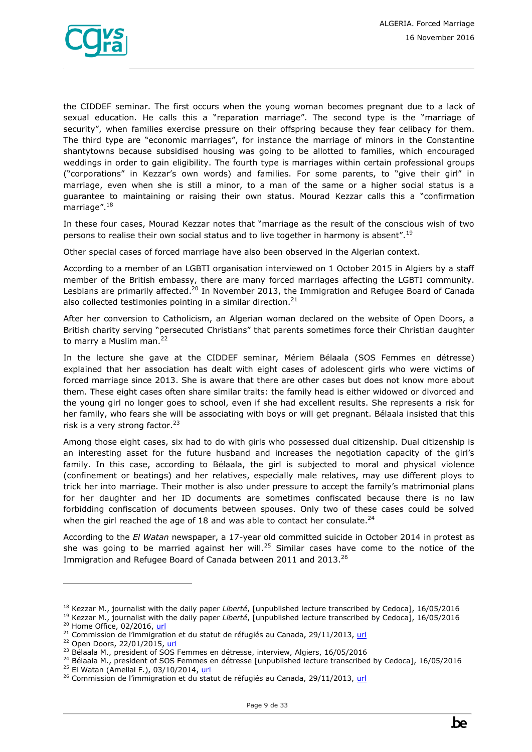the CIDDEF seminar. The first occurs when the young woman becomes pregnant due to a lack of sexual education. He calls this a "reparation marriage". The second type is the "marriage of security", when families exercise pressure on their offspring because they fear celibacy for them. The third type are "economic marriages", for instance the marriage of minors in the Constantine shantytowns because subsidised housing was going to be allotted to families, which encouraged weddings in order to gain eligibility. The fourth type is marriages within certain professional groups ("corporations" in Kezzar's own words) and families. For some parents, to "give their girl" in marriage, even when she is still a minor, to a man of the same or a higher social status is a guarantee to maintaining or raising their own status. Mourad Kezzar calls this a "confirmation marriage".[18]

In these four cases, Mourad Kezzar notes that "marriage as the result of the conscious wish of two persons to realise their own social status and to live together in harmony is absent".[19]

Other special cases of forced marriage have also been observed in the Algerian context.

According to a member of an LGBTI organisation interviewed on 1 October 2015 in Algiers by a staff member of the British embassy, there are many forced marriages affecting the LGBTI community. Lesbians are primarily affected.[20] In November 2013, the Immigration and Refugee Board of Canada also collected testimonies pointing in a similar direction.[21]

After her conversion to Catholicism, an Algerian woman declared on the website of Open Doors, a British charity serving "persecuted Christians" that parents sometimes force their Christian daughter to marry a Muslim man.[22]

In the lecture she gave at the CIDDEF seminar, Mériem Bélaala (SOS Femmes en détresse) explained that her association has dealt with eight cases of adolescent girls who were victims of forced marriage since 2013. She is aware that there are other cases but does not know more about them. These eight cases often share similar traits: the family head is either widowed or divorced and the young girl no longer goes to school, even if she had excellent results. She represents a risk for her family, who fears she will be associating with boys or will get pregnant. Bélaala insisted that this risk is a very strong factor.[23]

Among those eight cases, six had to do with girls who possessed dual citizenship. Dual citizenship is an interesting asset for the future husband and increases the negotiation capacity of the girl's family. In this case, according to Bélaala, the girl is subjected to moral and physical violence (confinement or beatings) and her relatives, especially male relatives, may use different ploys to trick her into marriage. Their mother is also under pressure to accept the family's matrimonial plans for her daughter and her ID documents are sometimes confiscated because there is no law forbidding confiscation of documents between spouses. Only two of these cases could be solved when the girl reached the age of 18 and was able to contact her consulate.[24]

According to the *El Watan* newspaper, a 17-year old committed suicide in October 2014 in protest as she was going to be married against her will.[25] Similar cases have come to the notice of the Immigration and Refugee Board of Canada between 2011 and 2013.[26]

---

[18] Kezzar M., journalist with the daily paper *Liberté*, [unpublished lecture transcribed by Cedoca], 16/05/2016
[19] Kezzar M., journalist with the daily paper *Liberté*, [unpublished lecture transcribed by Cedoca], 16/05/2016
[20] Home Office, 02/2016, url
[21] Commission de l'immigration et du statut de réfugiés au Canada, 29/11/2013, url
[22] Open Doors, 22/01/2015, url
[23] Bélaala M., president of SOS Femmes en détresse, interview, Algiers, 16/05/2016
[24] Bélaala M., president of SOS Femmes en détresse [unpublished lecture transcribed by Cedoca], 16/05/2016
[25] El Watan (Amellal F.), 03/10/2014, url
[26] Commission de l'immigration et du statut de réfugiés au Canada, 29/11/2013, url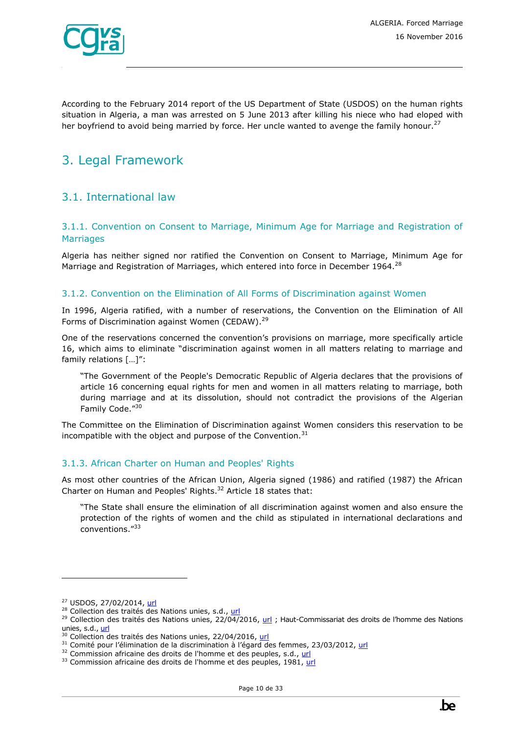According to the February 2014 report of the US Department of State (USDOS) on the human rights situation in Algeria, a man was arrested on 5 June 2013 after killing his niece who had eloped with her boyfriend to avoid being married by force. Her uncle wanted to avenge the family honour.[27]

# 3. Legal Framework

## 3.1. International law

### 3.1.1. Convention on Consent to Marriage, Minimum Age for Marriage and Registration of Marriages

Algeria has neither signed nor ratified the Convention on Consent to Marriage, Minimum Age for Marriage and Registration of Marriages, which entered into force in December 1964.[28]

### 3.1.2. Convention on the Elimination of All Forms of Discrimination against Women

In 1996, Algeria ratified, with a number of reservations, the Convention on the Elimination of All Forms of Discrimination against Women (CEDAW).[29]

One of the reservations concerned the convention's provisions on marriage, more specifically article 16, which aims to eliminate "discrimination against women in all matters relating to marriage and family relations […]":

> "The Government of the People's Democratic Republic of Algeria declares that the provisions of article 16 concerning equal rights for men and women in all matters relating to marriage, both during marriage and at its dissolution, should not contradict the provisions of the Algerian Family Code."[30]

The Committee on the Elimination of Discrimination against Women considers this reservation to be incompatible with the object and purpose of the Convention.[31]

### 3.1.3. African Charter on Human and Peoples' Rights

As most other countries of the African Union, Algeria signed (1986) and ratified (1987) the African Charter on Human and Peoples' Rights.[32] Article 18 states that:

> "The State shall ensure the elimination of all discrimination against women and also ensure the protection of the rights of women and the child as stipulated in international declarations and conventions."[33]

---

[27] USDOS, 27/02/2014, url
[28] Collection des traités des Nations unies, s.d., url
[29] Collection des traités des Nations unies, 22/04/2016, url ; Haut-Commissariat des droits de l'homme des Nations unies, s.d., url
[30] Collection des traités des Nations unies, 22/04/2016, url
[31] Comité pour l'élimination de la discrimination à l'égard des femmes, 23/03/2012, url
[32] Commission africaine des droits de l'homme et des peuples, s.d., url
[33] Commission africaine des droits de l'homme et des peuples, 1981, url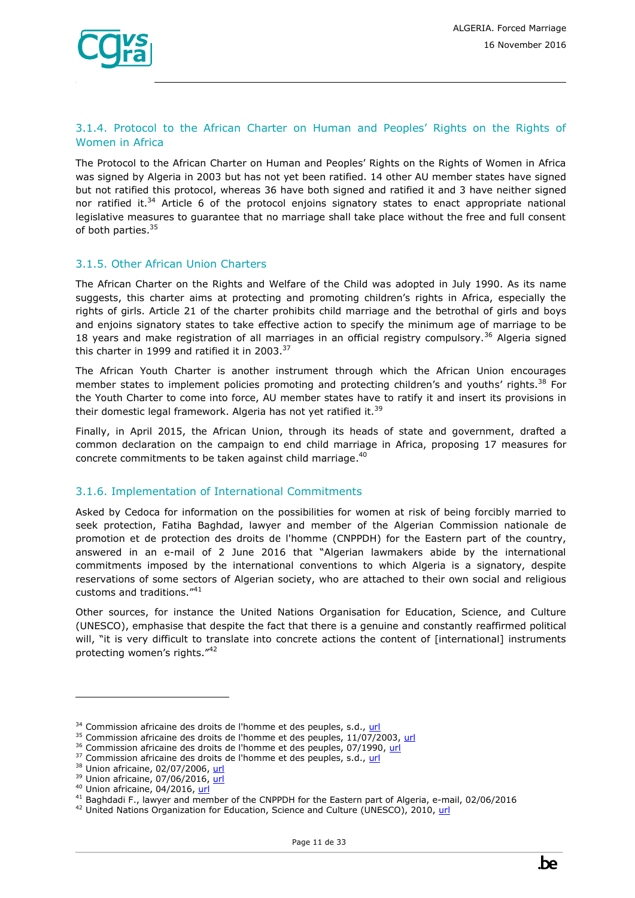### 3.1.4. Protocol to the African Charter on Human and Peoples' Rights on the Rights of Women in Africa

The Protocol to the African Charter on Human and Peoples' Rights on the Rights of Women in Africa was signed by Algeria in 2003 but has not yet been ratified. 14 other AU member states have signed but not ratified this protocol, whereas 36 have both signed and ratified it and 3 have neither signed nor ratified it.[34] Article 6 of the protocol enjoins signatory states to enact appropriate national legislative measures to guarantee that no marriage shall take place without the free and full consent of both parties.[35]

### 3.1.5. Other African Union Charters

The African Charter on the Rights and Welfare of the Child was adopted in July 1990. As its name suggests, this charter aims at protecting and promoting children's rights in Africa, especially the rights of girls. Article 21 of the charter prohibits child marriage and the betrothal of girls and boys and enjoins signatory states to take effective action to specify the minimum age of marriage to be 18 years and make registration of all marriages in an official registry compulsory.[36] Algeria signed this charter in 1999 and ratified it in 2003.[37]

The African Youth Charter is another instrument through which the African Union encourages member states to implement policies promoting and protecting children's and youths' rights.[38] For the Youth Charter to come into force, AU member states have to ratify it and insert its provisions in their domestic legal framework. Algeria has not yet ratified it.[39]

Finally, in April 2015, the African Union, through its heads of state and government, drafted a common declaration on the campaign to end child marriage in Africa, proposing 17 measures for concrete commitments to be taken against child marriage.[40]

### 3.1.6. Implementation of International Commitments

Asked by Cedoca for information on the possibilities for women at risk of being forcibly married to seek protection, Fatiha Baghdad, lawyer and member of the Algerian Commission nationale de promotion et de protection des droits de l'homme (CNPPDH) for the Eastern part of the country, answered in an e-mail of 2 June 2016 that "Algerian lawmakers abide by the international commitments imposed by the international conventions to which Algeria is a signatory, despite reservations of some sectors of Algerian society, who are attached to their own social and religious customs and traditions."[41]

Other sources, for instance the United Nations Organisation for Education, Science, and Culture (UNESCO), emphasise that despite the fact that there is a genuine and constantly reaffirmed political will, "it is very difficult to translate into concrete actions the content of [international] instruments protecting women's rights."[42]

---

[34] Commission africaine des droits de l'homme et des peuples, s.d., url
[35] Commission africaine des droits de l'homme et des peuples, 11/07/2003, url
[36] Commission africaine des droits de l'homme et des peuples, 07/1990, url
[37] Commission africaine des droits de l'homme et des peuples, s.d., url
[38] Union africaine, 02/07/2006, url
[39] Union africaine, 07/06/2016, url
[40] Union africaine, 04/2016, url
[41] Baghdadi F., lawyer and member of the CNPPDH for the Eastern part of Algeria, e-mail, 02/06/2016
[42] United Nations Organization for Education, Science and Culture (UNESCO), 2010, url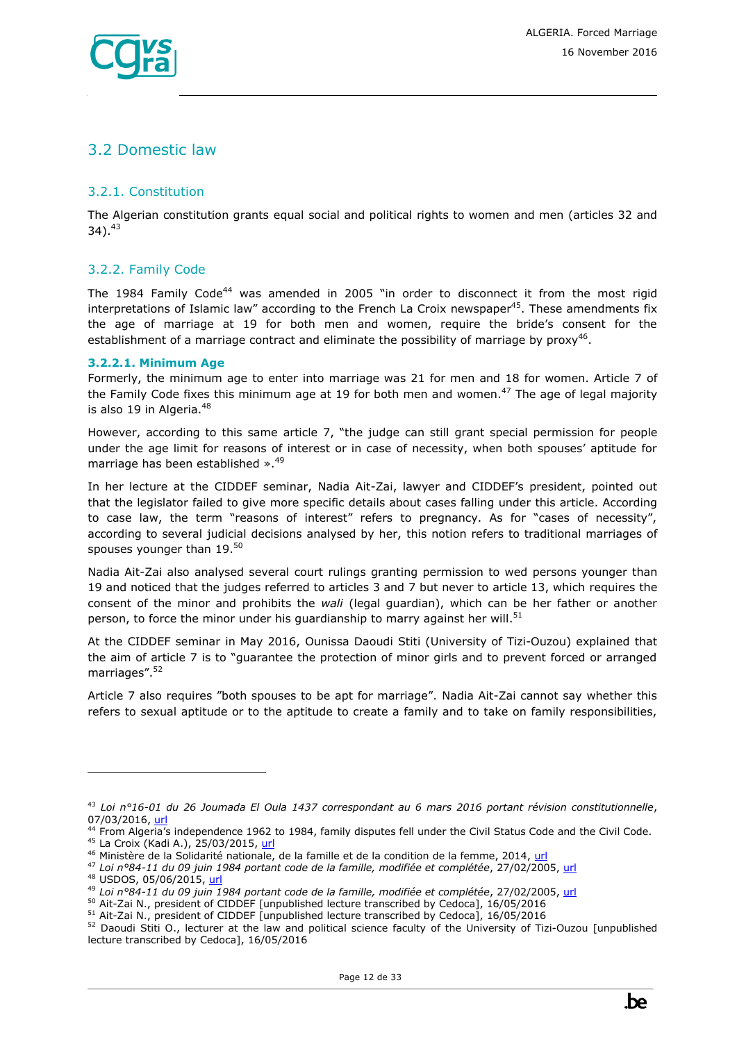## 3.2 Domestic law

### 3.2.1. Constitution

The Algerian constitution grants equal social and political rights to women and men (articles 32 and 34).[43]

### 3.2.2. Family Code

The 1984 Family Code[44] was amended in 2005 "in order to disconnect it from the most rigid interpretations of Islamic law" according to the French La Croix newspaper[45]. These amendments fix the age of marriage at 19 for both men and women, require the bride's consent for the establishment of a marriage contract and eliminate the possibility of marriage by proxy[46].

#### 3.2.2.1. Minimum Age

Formerly, the minimum age to enter into marriage was 21 for men and 18 for women. Article 7 of the Family Code fixes this minimum age at 19 for both men and women.[47] The age of legal majority is also 19 in Algeria.[48]

However, according to this same article 7, "the judge can still grant special permission for people under the age limit for reasons of interest or in case of necessity, when both spouses' aptitude for marriage has been established ».[49]

In her lecture at the CIDDEF seminar, Nadia Ait-Zai, lawyer and CIDDEF's president, pointed out that the legislator failed to give more specific details about cases falling under this article. According to case law, the term "reasons of interest" refers to pregnancy. As for "cases of necessity", according to several judicial decisions analysed by her, this notion refers to traditional marriages of spouses younger than 19.[50]

Nadia Ait-Zai also analysed several court rulings granting permission to wed persons younger than 19 and noticed that the judges referred to articles 3 and 7 but never to article 13, which requires the consent of the minor and prohibits the *wali* (legal guardian), which can be her father or another person, to force the minor under his guardianship to marry against her will.[51]

At the CIDDEF seminar in May 2016, Ounissa Daoudi Stiti (University of Tizi-Ouzou) explained that the aim of article 7 is to "guarantee the protection of minor girls and to prevent forced or arranged marriages".[52]

Article 7 also requires "both spouses to be apt for marriage". Nadia Ait-Zai cannot say whether this refers to sexual aptitude or to the aptitude to create a family and to take on family responsibilities,

---

[43] *Loi n°16-01 du 26 Joumada El Oula 1437 correspondant au 6 mars 2016 portant révision constitutionnelle*, 07/03/2016, url
[44] From Algeria's independence 1962 to 1984, family disputes fell under the Civil Status Code and the Civil Code.
[45] La Croix (Kadi A.), 25/03/2015, url
[46] Ministère de la Solidarité nationale, de la famille et de la condition de la femme, 2014, url
[47] *Loi n°84-11 du 09 juin 1984 portant code de la famille, modifiée et complétée*, 27/02/2005, url
[48] USDOS, 05/06/2015, url
[49] *Loi n°84-11 du 09 juin 1984 portant code de la famille, modifiée et complétée*, 27/02/2005, url
[50] Ait-Zai N., president of CIDDEF [unpublished lecture transcribed by Cedoca], 16/05/2016
[51] Ait-Zai N., president of CIDDEF [unpublished lecture transcribed by Cedoca], 16/05/2016
[52] Daoudi Stiti O., lecturer at the law and political science faculty of the University of Tizi-Ouzou [unpublished lecture transcribed by Cedoca], 16/05/2016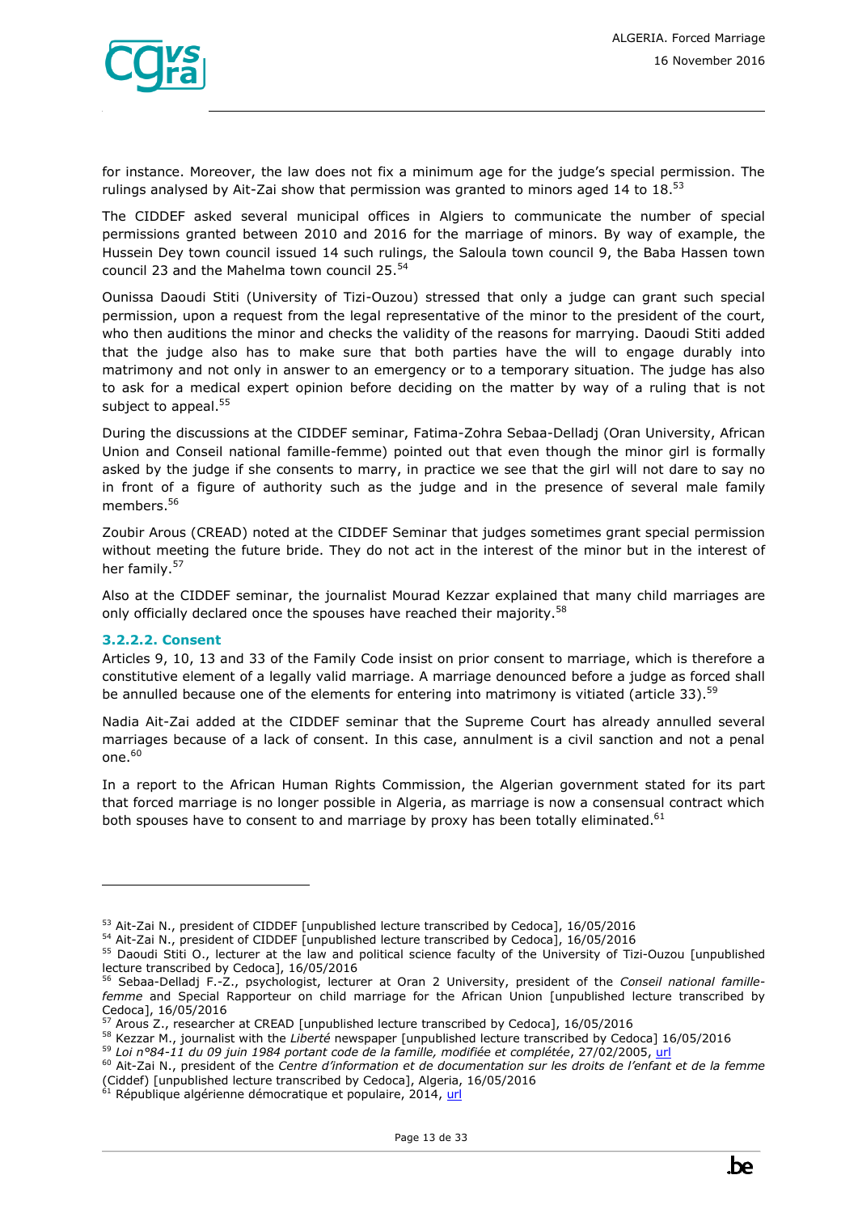for instance. Moreover, the law does not fix a minimum age for the judge's special permission. The rulings analysed by Ait-Zai show that permission was granted to minors aged 14 to 18.[53]

The CIDDEF asked several municipal offices in Algiers to communicate the number of special permissions granted between 2010 and 2016 for the marriage of minors. By way of example, the Hussein Dey town council issued 14 such rulings, the Saloula town council 9, the Baba Hassen town council 23 and the Mahelma town council 25.[54]

Ounissa Daoudi Stiti (University of Tizi-Ouzou) stressed that only a judge can grant such special permission, upon a request from the legal representative of the minor to the president of the court, who then auditions the minor and checks the validity of the reasons for marrying. Daoudi Stiti added that the judge also has to make sure that both parties have the will to engage durably into matrimony and not only in answer to an emergency or to a temporary situation. The judge has also to ask for a medical expert opinion before deciding on the matter by way of a ruling that is not subject to appeal.[55]

During the discussions at the CIDDEF seminar, Fatima-Zohra Sebaa-Delladj (Oran University, African Union and Conseil national famille-femme) pointed out that even though the minor girl is formally asked by the judge if she consents to marry, in practice we see that the girl will not dare to say no in front of a figure of authority such as the judge and in the presence of several male family members.[56]

Zoubir Arous (CREAD) noted at the CIDDEF Seminar that judges sometimes grant special permission without meeting the future bride. They do not act in the interest of the minor but in the interest of her family.[57]

Also at the CIDDEF seminar, the journalist Mourad Kezzar explained that many child marriages are only officially declared once the spouses have reached their majority.[58]

#### 3.2.2.2. Consent

Articles 9, 10, 13 and 33 of the Family Code insist on prior consent to marriage, which is therefore a constitutive element of a legally valid marriage. A marriage denounced before a judge as forced shall be annulled because one of the elements for entering into matrimony is vitiated (article 33).[59]

Nadia Ait-Zai added at the CIDDEF seminar that the Supreme Court has already annulled several marriages because of a lack of consent. In this case, annulment is a civil sanction and not a penal one.[60]

In a report to the African Human Rights Commission, the Algerian government stated for its part that forced marriage is no longer possible in Algeria, as marriage is now a consensual contract which both spouses have to consent to and marriage by proxy has been totally eliminated.[61]

---

[53] Ait-Zai N., president of CIDDEF [unpublished lecture transcribed by Cedoca], 16/05/2016
[54] Ait-Zai N., president of CIDDEF [unpublished lecture transcribed by Cedoca], 16/05/2016
[55] Daoudi Stiti O., lecturer at the law and political science faculty of the University of Tizi-Ouzou [unpublished lecture transcribed by Cedoca], 16/05/2016
[56] Sebaa-Delladj F.-Z., psychologist, lecturer at Oran 2 University, president of the *Conseil national famille-femme* and Special Rapporteur on child marriage for the African Union [unpublished lecture transcribed by Cedoca], 16/05/2016
[57] Arous Z., researcher at CREAD [unpublished lecture transcribed by Cedoca], 16/05/2016
[58] Kezzar M., journalist with the *Liberté* newspaper [unpublished lecture transcribed by Cedoca] 16/05/2016
[59] *Loi n°84-11 du 09 juin 1984 portant code de la famille, modifiée et complétée*, 27/02/2005, url
[60] Ait-Zai N., president of the *Centre d'information et de documentation sur les droits de l'enfant et de la femme* (Ciddef) [unpublished lecture transcribed by Cedoca], Algeria, 16/05/2016
[61] République algérienne démocratique et populaire, 2014, url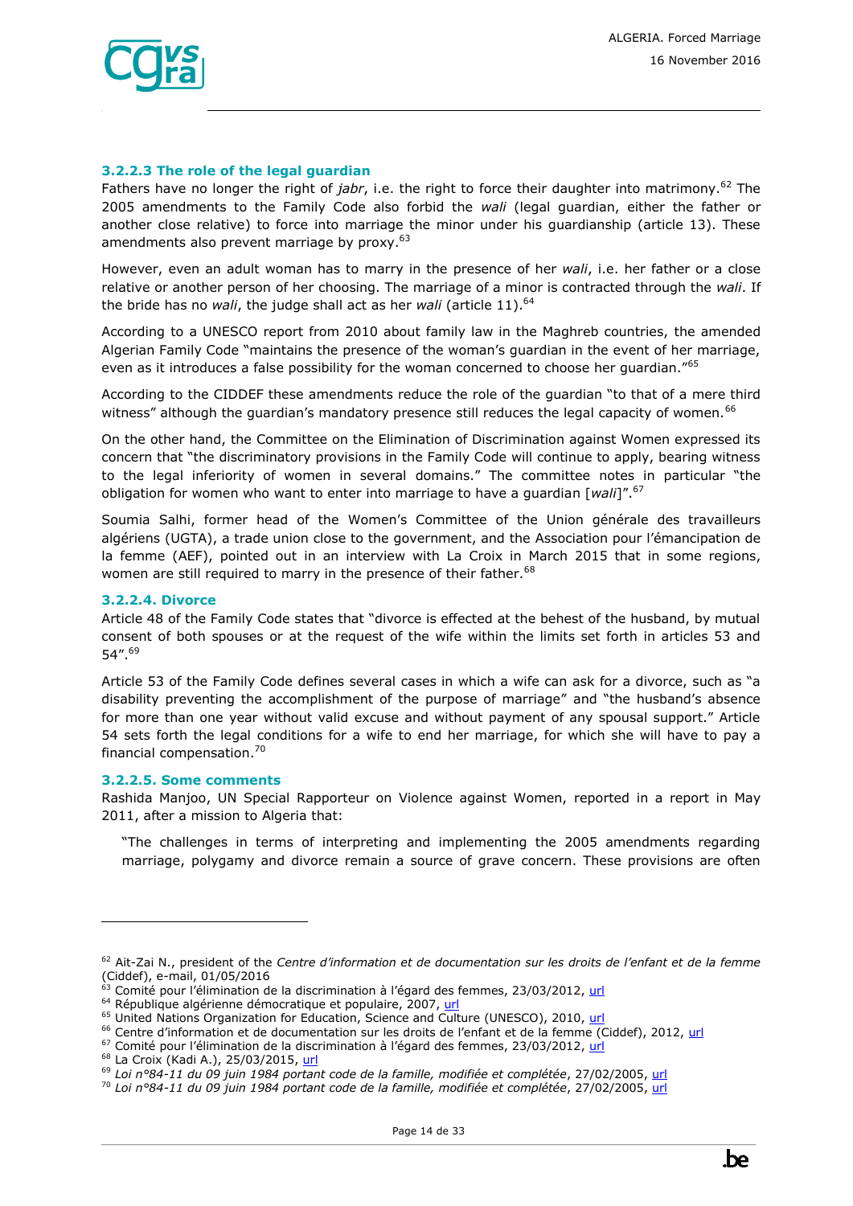### 3.2.2.3 The role of the legal guardian

Fathers have no longer the right of *jabr*, i.e. the right to force their daughter into matrimony.[62] The 2005 amendments to the Family Code also forbid the *wali* (legal guardian, either the father or another close relative) to force into marriage the minor under his guardianship (article 13). These amendments also prevent marriage by proxy.[63]

However, even an adult woman has to marry in the presence of her *wali*, i.e. her father or a close relative or another person of her choosing. The marriage of a minor is contracted through the *wali*. If the bride has no *wali*, the judge shall act as her *wali* (article 11).[64]

According to a UNESCO report from 2010 about family law in the Maghreb countries, the amended Algerian Family Code "maintains the presence of the woman's guardian in the event of her marriage, even as it introduces a false possibility for the woman concerned to choose her guardian."[65]

According to the CIDDEF these amendments reduce the role of the guardian "to that of a mere third witness" although the guardian's mandatory presence still reduces the legal capacity of women.[66]

On the other hand, the Committee on the Elimination of Discrimination against Women expressed its concern that "the discriminatory provisions in the Family Code will continue to apply, bearing witness to the legal inferiority of women in several domains." The committee notes in particular "the obligation for women who want to enter into marriage to have a guardian [*wali*]".[67]

Soumia Salhi, former head of the Women's Committee of the Union générale des travailleurs algériens (UGTA), a trade union close to the government, and the Association pour l'émancipation de la femme (AEF), pointed out in an interview with La Croix in March 2015 that in some regions, women are still required to marry in the presence of their father.[68]

### 3.2.2.4. Divorce

Article 48 of the Family Code states that "divorce is effected at the behest of the husband, by mutual consent of both spouses or at the request of the wife within the limits set forth in articles 53 and 54".[69]

Article 53 of the Family Code defines several cases in which a wife can ask for a divorce, such as "a disability preventing the accomplishment of the purpose of marriage" and "the husband's absence for more than one year without valid excuse and without payment of any spousal support." Article 54 sets forth the legal conditions for a wife to end her marriage, for which she will have to pay a financial compensation.[70]

### 3.2.2.5. Some comments

Rashida Manjoo, UN Special Rapporteur on Violence against Women, reported in a report in May 2011, after a mission to Algeria that:

> "The challenges in terms of interpreting and implementing the 2005 amendments regarding marriage, polygamy and divorce remain a source of grave concern. These provisions are often

---

[62] Ait-Zai N., president of the *Centre d'information et de documentation sur les droits de l'enfant et de la femme* (Ciddef), e-mail, 01/05/2016

[63] Comité pour l'élimination de la discrimination à l'égard des femmes, 23/03/2012, url

[64] République algérienne démocratique et populaire, 2007, url

[65] United Nations Organization for Education, Science and Culture (UNESCO), 2010, url

[66] Centre d'information et de documentation sur les droits de l'enfant et de la femme (Ciddef), 2012, url

[67] Comité pour l'élimination de la discrimination à l'égard des femmes, 23/03/2012, url

[68] La Croix (Kadi A.), 25/03/2015, url

[69] *Loi n°84-11 du 09 juin 1984 portant code de la famille, modifiée et complétée*, 27/02/2005, url

[70] *Loi n°84-11 du 09 juin 1984 portant code de la famille, modifiée et complétée*, 27/02/2005, url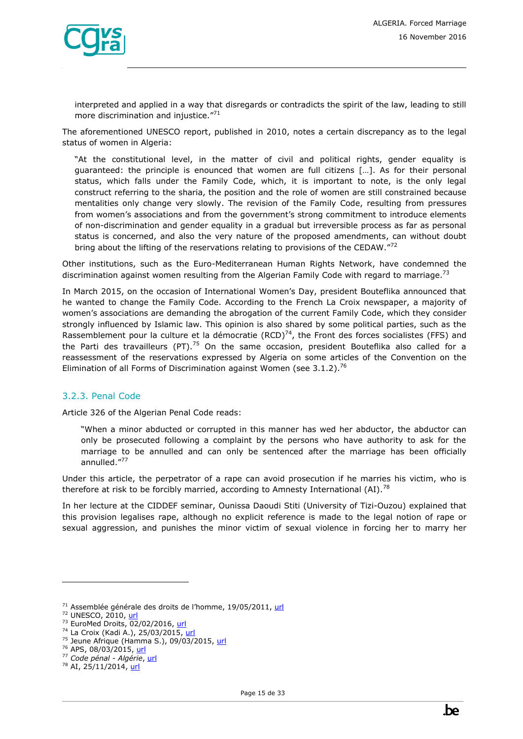> interpreted and applied in a way that disregards or contradicts the spirit of the law, leading to still more discrimination and injustice."[71]

The aforementioned UNESCO report, published in 2010, notes a certain discrepancy as to the legal status of women in Algeria:

> "At the constitutional level, in the matter of civil and political rights, gender equality is guaranteed: the principle is enounced that women are full citizens […]. As for their personal status, which falls under the Family Code, which, it is important to note, is the only legal construct referring to the sharia, the position and the role of women are still constrained because mentalities only change very slowly. The revision of the Family Code, resulting from pressures from women's associations and from the government's strong commitment to introduce elements of non-discrimination and gender equality in a gradual but irreversible process as far as personal status is concerned, and also the very nature of the proposed amendments, can without doubt bring about the lifting of the reservations relating to provisions of the CEDAW."[72]

Other institutions, such as the Euro-Mediterranean Human Rights Network, have condemned the discrimination against women resulting from the Algerian Family Code with regard to marriage.[73]

In March 2015, on the occasion of International Women's Day, president Bouteflika announced that he wanted to change the Family Code. According to the French La Croix newspaper, a majority of women's associations are demanding the abrogation of the current Family Code, which they consider strongly influenced by Islamic law. This opinion is also shared by some political parties, such as the Rassemblement pour la culture et la démocratie (RCD)[74], the Front des forces socialistes (FFS) and the Parti des travailleurs (PT).[75] On the same occasion, president Bouteflika also called for a reassessment of the reservations expressed by Algeria on some articles of the Convention on the Elimination of all Forms of Discrimination against Women (see 3.1.2).[76]

### 3.2.3. Penal Code

Article 326 of the Algerian Penal Code reads:

> "When a minor abducted or corrupted in this manner has wed her abductor, the abductor can only be prosecuted following a complaint by the persons who have authority to ask for the marriage to be annulled and can only be sentenced after the marriage has been officially annulled."[77]

Under this article, the perpetrator of a rape can avoid prosecution if he marries his victim, who is therefore at risk to be forcibly married, according to Amnesty International (AI).[78]

In her lecture at the CIDDEF seminar, Ounissa Daoudi Stiti (University of Tizi-Ouzou) explained that this provision legalises rape, although no explicit reference is made to the legal notion of rape or sexual aggression, and punishes the minor victim of sexual violence in forcing her to marry her

---

[71] Assemblée générale des droits de l'homme, 19/05/2011, url
[72] UNESCO, 2010, url
[73] EuroMed Droits, 02/02/2016, url
[74] La Croix (Kadi A.), 25/03/2015, url
[75] Jeune Afrique (Hamma S.), 09/03/2015, url
[76] APS, 08/03/2015, url
[77] *Code pénal - Algérie*, url
[78] AI, 25/11/2014, url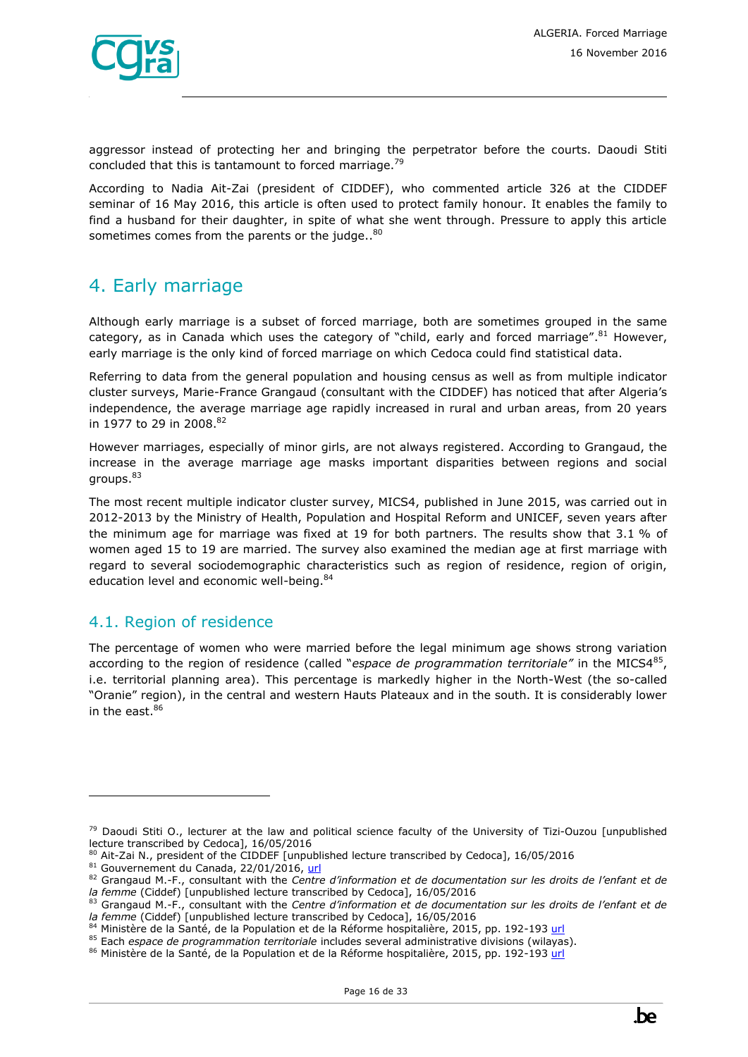aggressor instead of protecting her and bringing the perpetrator before the courts. Daoudi Stiti concluded that this is tantamount to forced marriage.[79]

According to Nadia Ait-Zai (president of CIDDEF), who commented article 326 at the CIDDEF seminar of 16 May 2016, this article is often used to protect family honour. It enables the family to find a husband for their daughter, in spite of what she went through. Pressure to apply this article sometimes comes from the parents or the judge..[80]

## 4. Early marriage

Although early marriage is a subset of forced marriage, both are sometimes grouped in the same category, as in Canada which uses the category of "child, early and forced marriage".[81] However, early marriage is the only kind of forced marriage on which Cedoca could find statistical data.

Referring to data from the general population and housing census as well as from multiple indicator cluster surveys, Marie-France Grangaud (consultant with the CIDDEF) has noticed that after Algeria's independence, the average marriage age rapidly increased in rural and urban areas, from 20 years in 1977 to 29 in 2008.[82]

However marriages, especially of minor girls, are not always registered. According to Grangaud, the increase in the average marriage age masks important disparities between regions and social groups.[83]

The most recent multiple indicator cluster survey, MICS4, published in June 2015, was carried out in 2012-2013 by the Ministry of Health, Population and Hospital Reform and UNICEF, seven years after the minimum age for marriage was fixed at 19 for both partners. The results show that 3.1 % of women aged 15 to 19 are married. The survey also examined the median age at first marriage with regard to several sociodemographic characteristics such as region of residence, region of origin, education level and economic well-being.[84]

### 4.1. Region of residence

The percentage of women who were married before the legal minimum age shows strong variation according to the region of residence (called "*espace de programmation territoriale"* in the MICS4[85], i.e. territorial planning area). This percentage is markedly higher in the North-West (the so-called "Oranie" region), in the central and western Hauts Plateaux and in the south. It is considerably lower in the east.[86]

---

[79] Daoudi Stiti O., lecturer at the law and political science faculty of the University of Tizi-Ouzou [unpublished lecture transcribed by Cedoca], 16/05/2016

[80] Ait-Zai N., president of the CIDDEF [unpublished lecture transcribed by Cedoca], 16/05/2016

[81] Gouvernement du Canada, 22/01/2016, url

[82] Grangaud M.-F., consultant with the *Centre d'information et de documentation sur les droits de l'enfant et de la femme* (Ciddef) [unpublished lecture transcribed by Cedoca], 16/05/2016

[83] Grangaud M.-F., consultant with the *Centre d'information et de documentation sur les droits de l'enfant et de la femme* (Ciddef) [unpublished lecture transcribed by Cedoca], 16/05/2016

[84] Ministère de la Santé, de la Population et de la Réforme hospitalière, 2015, pp. 192-193 url

[85] Each *espace de programmation territoriale* includes several administrative divisions (wilayas).

[86] Ministère de la Santé, de la Population et de la Réforme hospitalière, 2015, pp. 192-193 url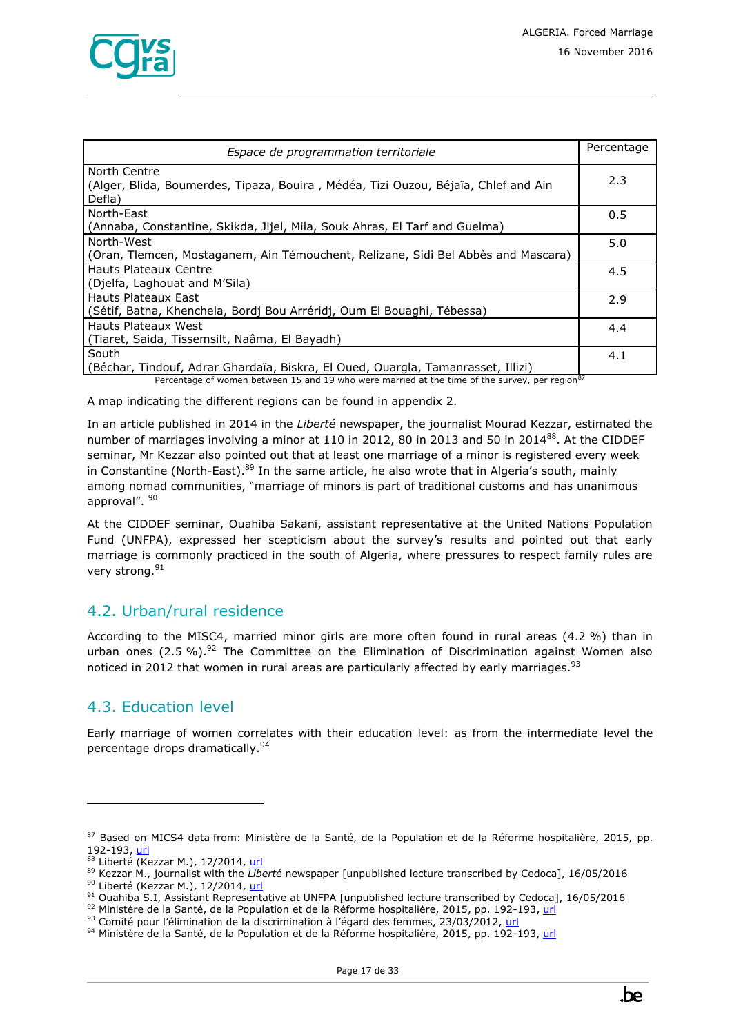| *Espace de programmation territoriale* | Percentage |
|---|---|
| North Centre<br>(Alger, Blida, Boumerdes, Tipaza, Bouira , Médéa, Tizi Ouzou, Béjaïa, Chlef and Ain Defla) | 2.3 |
| North-East<br>(Annaba, Constantine, Skikda, Jijel, Mila, Souk Ahras, El Tarf and Guelma) | 0.5 |
| North-West<br>(Oran, Tlemcen, Mostaganem, Ain Témouchent, Relizane, Sidi Bel Abbès and Mascara) | 5.0 |
| Hauts Plateaux Centre<br>(Djelfa, Laghouat and M'Sila) | 4.5 |
| Hauts Plateaux East<br>(Sétif, Batna, Khenchela, Bordj Bou Arréridj, Oum El Bouaghi, Tébessa) | 2.9 |
| Hauts Plateaux West<br>(Tiaret, Saida, Tissemsilt, Naâma, El Bayadh) | 4.4 |
| South<br>(Béchar, Tindouf, Adrar Ghardaïa, Biskra, El Oued, Ouargla, Tamanrasset, Illizi) | 4.1 |

Percentage of women between 15 and 19 who were married at the time of the survey, per region[87]

A map indicating the different regions can be found in appendix 2.

In an article published in 2014 in the *Liberté* newspaper, the journalist Mourad Kezzar, estimated the number of marriages involving a minor at 110 in 2012, 80 in 2013 and 50 in 2014[88]. At the CIDDEF seminar, Mr Kezzar also pointed out that at least one marriage of a minor is registered every week in Constantine (North-East).[89] In the same article, he also wrote that in Algeria's south, mainly among nomad communities, "marriage of minors is part of traditional customs and has unanimous approval". [90]

At the CIDDEF seminar, Ouahiba Sakani, assistant representative at the United Nations Population Fund (UNFPA), expressed her scepticism about the survey's results and pointed out that early marriage is commonly practiced in the south of Algeria, where pressures to respect family rules are very strong.[91]

## 4.2. Urban/rural residence

According to the MISC4, married minor girls are more often found in rural areas (4.2 %) than in urban ones (2.5 %).[92] The Committee on the Elimination of Discrimination against Women also noticed in 2012 that women in rural areas are particularly affected by early marriages.[93]

## 4.3. Education level

Early marriage of women correlates with their education level: as from the intermediate level the percentage drops dramatically.[94]

---

[87] Based on MICS4 data from: Ministère de la Santé, de la Population et de la Réforme hospitalière, 2015, pp. 192-193, url
[88] Liberté (Kezzar M.), 12/2014, url
[89] Kezzar M., journalist with the *Liberté* newspaper [unpublished lecture transcribed by Cedoca], 16/05/2016
[90] Liberté (Kezzar M.), 12/2014, url
[91] Ouahiba S.I, Assistant Representative at UNFPA [unpublished lecture transcribed by Cedoca], 16/05/2016
[92] Ministère de la Santé, de la Population et de la Réforme hospitalière, 2015, pp. 192-193, url
[93] Comité pour l'élimination de la discrimination à l'égard des femmes, 23/03/2012, url
[94] Ministère de la Santé, de la Population et de la Réforme hospitalière, 2015, pp. 192-193, url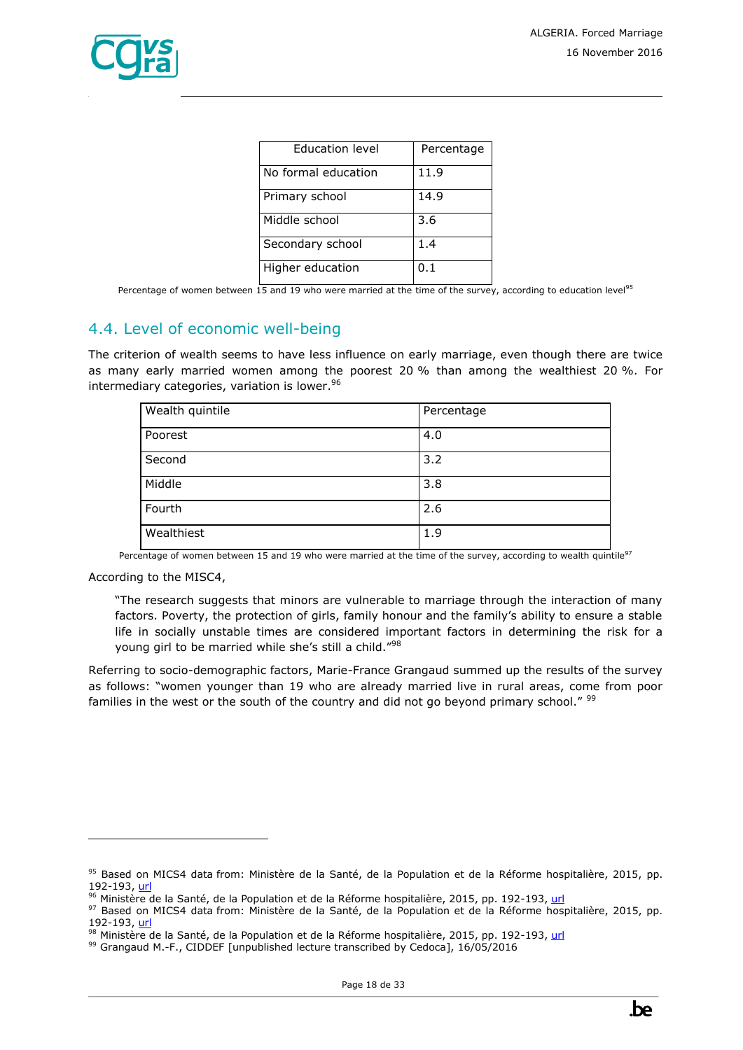| Education level | Percentage |
|---|---|
| No formal education | 11.9 |
| Primary school | 14.9 |
| Middle school | 3.6 |
| Secondary school | 1.4 |
| Higher education | 0.1 |

Percentage of women between 15 and 19 who were married at the time of the survey, according to education level[95]

## 4.4. Level of economic well-being

The criterion of wealth seems to have less influence on early marriage, even though there are twice as many early married women among the poorest 20 % than among the wealthiest 20 %. For intermediary categories, variation is lower.[96]

| Wealth quintile | Percentage |
|---|---|
| Poorest | 4.0 |
| Second | 3.2 |
| Middle | 3.8 |
| Fourth | 2.6 |
| Wealthiest | 1.9 |

Percentage of women between 15 and 19 who were married at the time of the survey, according to wealth quintile[97]

According to the MISC4,

> "The research suggests that minors are vulnerable to marriage through the interaction of many factors. Poverty, the protection of girls, family honour and the family's ability to ensure a stable life in socially unstable times are considered important factors in determining the risk for a young girl to be married while she's still a child."[98]

Referring to socio-demographic factors, Marie-France Grangaud summed up the results of the survey as follows: "women younger than 19 who are already married live in rural areas, come from poor families in the west or the south of the country and did not go beyond primary school." [99]

---

[95] Based on MICS4 data from: Ministère de la Santé, de la Population et de la Réforme hospitalière, 2015, pp. 192-193, url

[96] Ministère de la Santé, de la Population et de la Réforme hospitalière, 2015, pp. 192-193, url

[97] Based on MICS4 data from: Ministère de la Santé, de la Population et de la Réforme hospitalière, 2015, pp. 192-193, url

[98] Ministère de la Santé, de la Population et de la Réforme hospitalière, 2015, pp. 192-193, url

[99] Grangaud M.-F., CIDDEF [unpublished lecture transcribed by Cedoca], 16/05/2016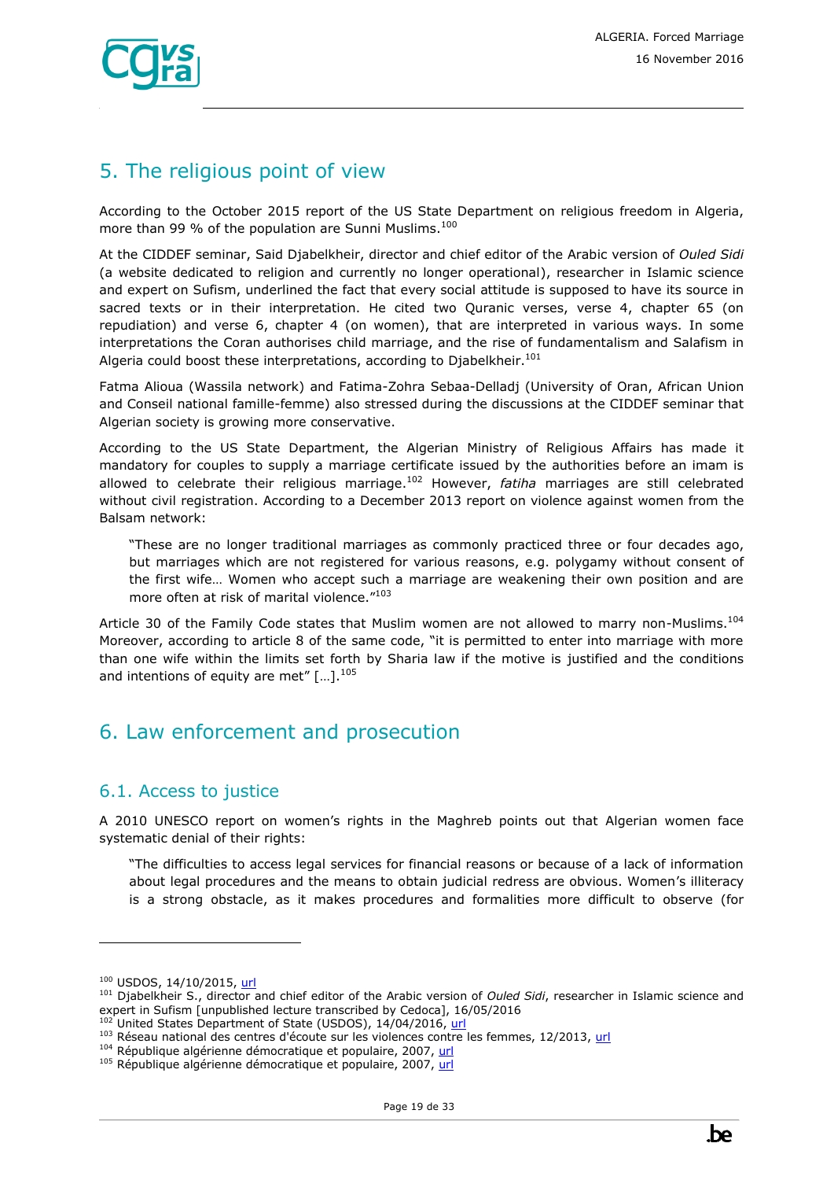## 5. The religious point of view

According to the October 2015 report of the US State Department on religious freedom in Algeria, more than 99 % of the population are Sunni Muslims.[100]

At the CIDDEF seminar, Said Djabelkheir, director and chief editor of the Arabic version of *Ouled Sidi* (a website dedicated to religion and currently no longer operational), researcher in Islamic science and expert on Sufism, underlined the fact that every social attitude is supposed to have its source in sacred texts or in their interpretation. He cited two Quranic verses, verse 4, chapter 65 (on repudiation) and verse 6, chapter 4 (on women), that are interpreted in various ways. In some interpretations the Coran authorises child marriage, and the rise of fundamentalism and Salafism in Algeria could boost these interpretations, according to Djabelkheir.[101]

Fatma Alioua (Wassila network) and Fatima-Zohra Sebaa-Delladj (University of Oran, African Union and Conseil national famille-femme) also stressed during the discussions at the CIDDEF seminar that Algerian society is growing more conservative.

According to the US State Department, the Algerian Ministry of Religious Affairs has made it mandatory for couples to supply a marriage certificate issued by the authorities before an imam is allowed to celebrate their religious marriage.[102] However, *fatiha* marriages are still celebrated without civil registration. According to a December 2013 report on violence against women from the Balsam network:

> "These are no longer traditional marriages as commonly practiced three or four decades ago, but marriages which are not registered for various reasons, e.g. polygamy without consent of the first wife… Women who accept such a marriage are weakening their own position and are more often at risk of marital violence."[103]

Article 30 of the Family Code states that Muslim women are not allowed to marry non-Muslims.[104] Moreover, according to article 8 of the same code, "it is permitted to enter into marriage with more than one wife within the limits set forth by Sharia law if the motive is justified and the conditions and intentions of equity are met" […].[105]

## 6. Law enforcement and prosecution

### 6.1. Access to justice

A 2010 UNESCO report on women's rights in the Maghreb points out that Algerian women face systematic denial of their rights:

> "The difficulties to access legal services for financial reasons or because of a lack of information about legal procedures and the means to obtain judicial redress are obvious. Women's illiteracy is a strong obstacle, as it makes procedures and formalities more difficult to observe (for

---

[100] USDOS, 14/10/2015, url

[101] Djabelkheir S., director and chief editor of the Arabic version of *Ouled Sidi*, researcher in Islamic science and expert in Sufism [unpublished lecture transcribed by Cedoca], 16/05/2016

[102] United States Department of State (USDOS), 14/04/2016, url

[103] Réseau national des centres d'écoute sur les violences contre les femmes, 12/2013, url

[104] République algérienne démocratique et populaire, 2007, url

[105] République algérienne démocratique et populaire, 2007, url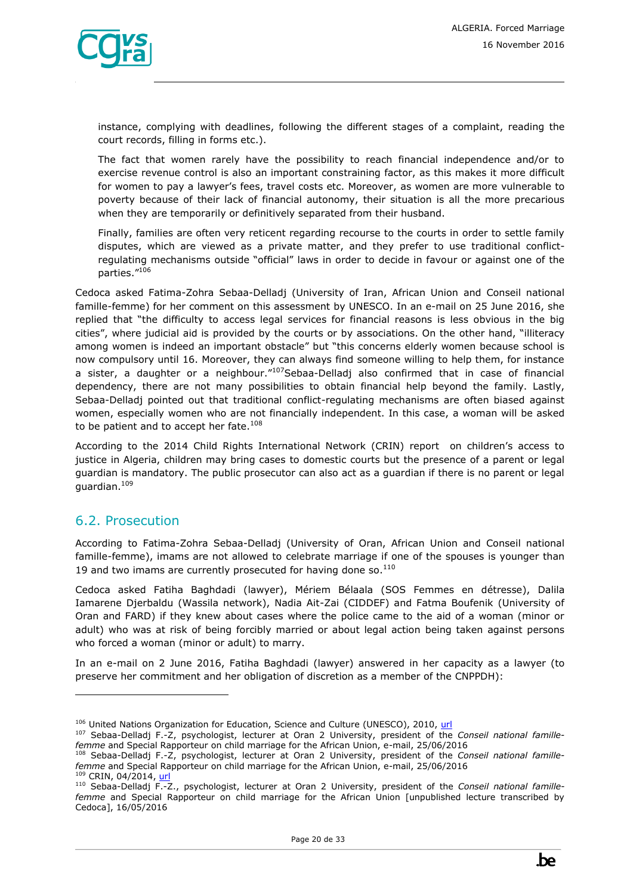instance, complying with deadlines, following the different stages of a complaint, reading the court records, filling in forms etc.).

The fact that women rarely have the possibility to reach financial independence and/or to exercise revenue control is also an important constraining factor, as this makes it more difficult for women to pay a lawyer's fees, travel costs etc. Moreover, as women are more vulnerable to poverty because of their lack of financial autonomy, their situation is all the more precarious when they are temporarily or definitively separated from their husband.

Finally, families are often very reticent regarding recourse to the courts in order to settle family disputes, which are viewed as a private matter, and they prefer to use traditional conflict-regulating mechanisms outside "official" laws in order to decide in favour or against one of the parties."[106]

Cedoca asked Fatima-Zohra Sebaa-Delladj (University of Iran, African Union and Conseil national famille-femme) for her comment on this assessment by UNESCO. In an e-mail on 25 June 2016, she replied that "the difficulty to access legal services for financial reasons is less obvious in the big cities", where judicial aid is provided by the courts or by associations. On the other hand, "illiteracy among women is indeed an important obstacle" but "this concerns elderly women because school is now compulsory until 16. Moreover, they can always find someone willing to help them, for instance a sister, a daughter or a neighbour."[107] Sebaa-Delladj also confirmed that in case of financial dependency, there are not many possibilities to obtain financial help beyond the family. Lastly, Sebaa-Delladj pointed out that traditional conflict-regulating mechanisms are often biased against women, especially women who are not financially independent. In this case, a woman will be asked to be patient and to accept her fate.[108]

According to the 2014 Child Rights International Network (CRIN) report on children's access to justice in Algeria, children may bring cases to domestic courts but the presence of a parent or legal guardian is mandatory. The public prosecutor can also act as a guardian if there is no parent or legal guardian.[109]

## 6.2. Prosecution

According to Fatima-Zohra Sebaa-Delladj (University of Oran, African Union and Conseil national famille-femme), imams are not allowed to celebrate marriage if one of the spouses is younger than 19 and two imams are currently prosecuted for having done so.[110]

Cedoca asked Fatiha Baghdadi (lawyer), Mériem Bélaala (SOS Femmes en détresse), Dalila Iamarene Djerbaldu (Wassila network), Nadia Ait-Zai (CIDDEF) and Fatma Boufenik (University of Oran and FARD) if they knew about cases where the police came to the aid of a woman (minor or adult) who was at risk of being forcibly married or about legal action being taken against persons who forced a woman (minor or adult) to marry.

In an e-mail on 2 June 2016, Fatiha Baghdadi (lawyer) answered in her capacity as a lawyer (to preserve her commitment and her obligation of discretion as a member of the CNPPDH):

---

[106] United Nations Organization for Education, Science and Culture (UNESCO), 2010, url

[107] Sebaa-Delladj F.-Z, psychologist, lecturer at Oran 2 University, president of the *Conseil national famille-femme* and Special Rapporteur on child marriage for the African Union, e-mail, 25/06/2016

[108] Sebaa-Delladj F.-Z, psychologist, lecturer at Oran 2 University, president of the *Conseil national famille-femme* and Special Rapporteur on child marriage for the African Union, e-mail, 25/06/2016

[109] CRIN, 04/2014, url

[110] Sebaa-Delladj F.-Z., psychologist, lecturer at Oran 2 University, president of the *Conseil national famille-femme* and Special Rapporteur on child marriage for the African Union [unpublished lecture transcribed by Cedoca], 16/05/2016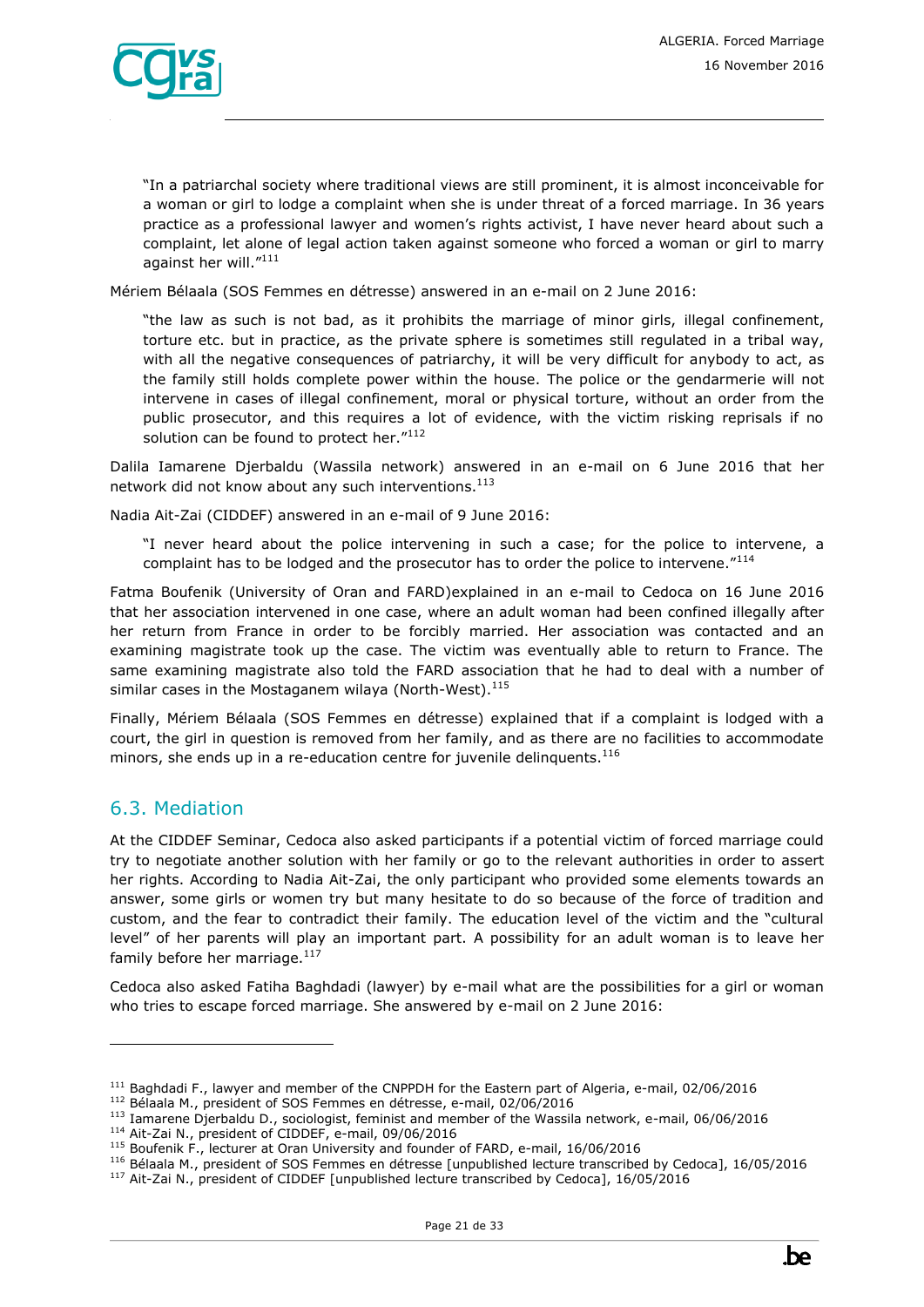> "In a patriarchal society where traditional views are still prominent, it is almost inconceivable for a woman or girl to lodge a complaint when she is under threat of a forced marriage. In 36 years practice as a professional lawyer and women's rights activist, I have never heard about such a complaint, let alone of legal action taken against someone who forced a woman or girl to marry against her will."[111]

Mériem Bélaala (SOS Femmes en détresse) answered in an e-mail on 2 June 2016:

> "the law as such is not bad, as it prohibits the marriage of minor girls, illegal confinement, torture etc. but in practice, as the private sphere is sometimes still regulated in a tribal way, with all the negative consequences of patriarchy, it will be very difficult for anybody to act, as the family still holds complete power within the house. The police or the gendarmerie will not intervene in cases of illegal confinement, moral or physical torture, without an order from the public prosecutor, and this requires a lot of evidence, with the victim risking reprisals if no solution can be found to protect her."[112]

Dalila Iamarene Djerbaldu (Wassila network) answered in an e-mail on 6 June 2016 that her network did not know about any such interventions.[113]

Nadia Ait-Zai (CIDDEF) answered in an e-mail of 9 June 2016:

> "I never heard about the police intervening in such a case; for the police to intervene, a complaint has to be lodged and the prosecutor has to order the police to intervene."[114]

Fatma Boufenik (University of Oran and FARD)explained in an e-mail to Cedoca on 16 June 2016 that her association intervened in one case, where an adult woman had been confined illegally after her return from France in order to be forcibly married. Her association was contacted and an examining magistrate took up the case. The victim was eventually able to return to France. The same examining magistrate also told the FARD association that he had to deal with a number of similar cases in the Mostaganem wilaya (North-West).[115]

Finally, Mériem Bélaala (SOS Femmes en détresse) explained that if a complaint is lodged with a court, the girl in question is removed from her family, and as there are no facilities to accommodate minors, she ends up in a re-education centre for juvenile delinquents.[116]

## 6.3. Mediation

At the CIDDEF Seminar, Cedoca also asked participants if a potential victim of forced marriage could try to negotiate another solution with her family or go to the relevant authorities in order to assert her rights. According to Nadia Ait-Zai, the only participant who provided some elements towards an answer, some girls or women try but many hesitate to do so because of the force of tradition and custom, and the fear to contradict their family. The education level of the victim and the "cultural level" of her parents will play an important part. A possibility for an adult woman is to leave her family before her marriage.[117]

Cedoca also asked Fatiha Baghdadi (lawyer) by e-mail what are the possibilities for a girl or woman who tries to escape forced marriage. She answered by e-mail on 2 June 2016:

---

[111] Baghdadi F., lawyer and member of the CNPPDH for the Eastern part of Algeria, e-mail, 02/06/2016

[112] Bélaala M., president of SOS Femmes en détresse, e-mail, 02/06/2016

[113] Iamarene Djerbaldu D., sociologist, feminist and member of the Wassila network, e-mail, 06/06/2016

[114] Ait-Zai N., president of CIDDEF, e-mail, 09/06/2016

[115] Boufenik F., lecturer at Oran University and founder of FARD, e-mail, 16/06/2016

[116] Bélaala M., president of SOS Femmes en détresse [unpublished lecture transcribed by Cedoca], 16/05/2016

[117] Ait-Zai N., president of CIDDEF [unpublished lecture transcribed by Cedoca], 16/05/2016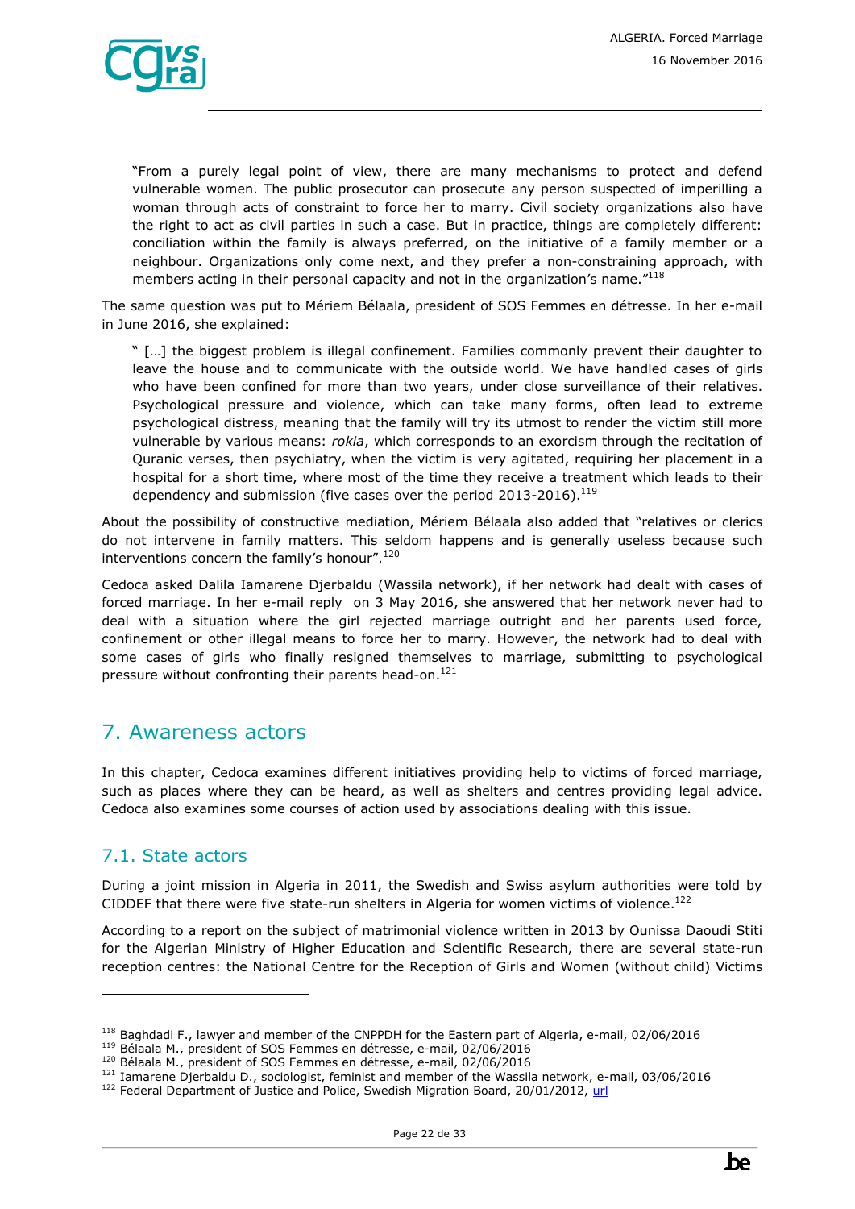> "From a purely legal point of view, there are many mechanisms to protect and defend vulnerable women. The public prosecutor can prosecute any person suspected of imperilling a woman through acts of constraint to force her to marry. Civil society organizations also have the right to act as civil parties in such a case. But in practice, things are completely different: conciliation within the family is always preferred, on the initiative of a family member or a neighbour. Organizations only come next, and they prefer a non-constraining approach, with members acting in their personal capacity and not in the organization's name."[118]

The same question was put to Mériem Bélaala, president of SOS Femmes en détresse. In her e-mail in June 2016, she explained:

> " […] the biggest problem is illegal confinement. Families commonly prevent their daughter to leave the house and to communicate with the outside world. We have handled cases of girls who have been confined for more than two years, under close surveillance of their relatives. Psychological pressure and violence, which can take many forms, often lead to extreme psychological distress, meaning that the family will try its utmost to render the victim still more vulnerable by various means: *rokia*, which corresponds to an exorcism through the recitation of Quranic verses, then psychiatry, when the victim is very agitated, requiring her placement in a hospital for a short time, where most of the time they receive a treatment which leads to their dependency and submission (five cases over the period 2013-2016).[119]

About the possibility of constructive mediation, Mériem Bélaala also added that "relatives or clerics do not intervene in family matters. This seldom happens and is generally useless because such interventions concern the family's honour".[120]

Cedoca asked Dalila Iamarene Djerbaldu (Wassila network), if her network had dealt with cases of forced marriage. In her e-mail reply on 3 May 2016, she answered that her network never had to deal with a situation where the girl rejected marriage outright and her parents used force, confinement or other illegal means to force her to marry. However, the network had to deal with some cases of girls who finally resigned themselves to marriage, submitting to psychological pressure without confronting their parents head-on.[121]

## 7. Awareness actors

In this chapter, Cedoca examines different initiatives providing help to victims of forced marriage, such as places where they can be heard, as well as shelters and centres providing legal advice. Cedoca also examines some courses of action used by associations dealing with this issue.

### 7.1. State actors

During a joint mission in Algeria in 2011, the Swedish and Swiss asylum authorities were told by CIDDEF that there were five state-run shelters in Algeria for women victims of violence.[122]

According to a report on the subject of matrimonial violence written in 2013 by Ounissa Daoudi Stiti for the Algerian Ministry of Higher Education and Scientific Research, there are several state-run reception centres: the National Centre for the Reception of Girls and Women (without child) Victims

---

[118] Baghdadi F., lawyer and member of the CNPPDH for the Eastern part of Algeria, e-mail, 02/06/2016
[119] Bélaala M., president of SOS Femmes en détresse, e-mail, 02/06/2016
[120] Bélaala M., president of SOS Femmes en détresse, e-mail, 02/06/2016
[121] Iamarene Djerbaldu D., sociologist, feminist and member of the Wassila network, e-mail, 03/06/2016
[122] Federal Department of Justice and Police, Swedish Migration Board, 20/01/2012, url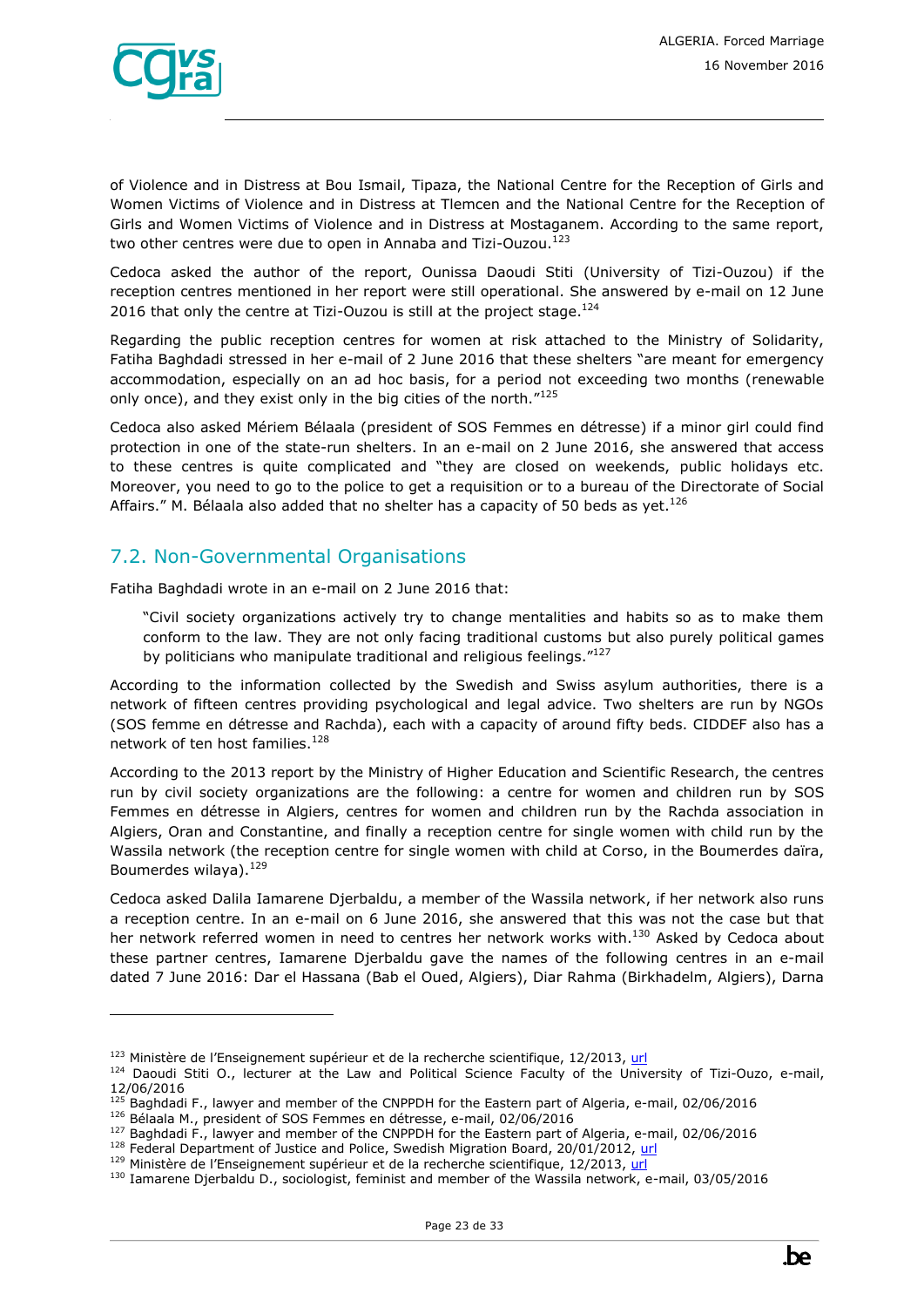of Violence and in Distress at Bou Ismail, Tipaza, the National Centre for the Reception of Girls and Women Victims of Violence and in Distress at Tlemcen and the National Centre for the Reception of Girls and Women Victims of Violence and in Distress at Mostaganem. According to the same report, two other centres were due to open in Annaba and Tizi-Ouzou.[123]

Cedoca asked the author of the report, Ounissa Daoudi Stiti (University of Tizi-Ouzou) if the reception centres mentioned in her report were still operational. She answered by e-mail on 12 June 2016 that only the centre at Tizi-Ouzou is still at the project stage.[124]

Regarding the public reception centres for women at risk attached to the Ministry of Solidarity, Fatiha Baghdadi stressed in her e-mail of 2 June 2016 that these shelters "are meant for emergency accommodation, especially on an ad hoc basis, for a period not exceeding two months (renewable only once), and they exist only in the big cities of the north."[125]

Cedoca also asked Mériem Bélaala (president of SOS Femmes en détresse) if a minor girl could find protection in one of the state-run shelters. In an e-mail on 2 June 2016, she answered that access to these centres is quite complicated and "they are closed on weekends, public holidays etc. Moreover, you need to go to the police to get a requisition or to a bureau of the Directorate of Social Affairs." M. Bélaala also added that no shelter has a capacity of 50 beds as yet.[126]

## 7.2. Non-Governmental Organisations

Fatiha Baghdadi wrote in an e-mail on 2 June 2016 that:

> "Civil society organizations actively try to change mentalities and habits so as to make them conform to the law. They are not only facing traditional customs but also purely political games by politicians who manipulate traditional and religious feelings."[127]

According to the information collected by the Swedish and Swiss asylum authorities, there is a network of fifteen centres providing psychological and legal advice. Two shelters are run by NGOs (SOS femme en détresse and Rachda), each with a capacity of around fifty beds. CIDDEF also has a network of ten host families.[128]

According to the 2013 report by the Ministry of Higher Education and Scientific Research, the centres run by civil society organizations are the following: a centre for women and children run by SOS Femmes en détresse in Algiers, centres for women and children run by the Rachda association in Algiers, Oran and Constantine, and finally a reception centre for single women with child run by the Wassila network (the reception centre for single women with child at Corso, in the Boumerdes daïra, Boumerdes wilaya).[129]

Cedoca asked Dalila Iamarene Djerbaldu, a member of the Wassila network, if her network also runs a reception centre. In an e-mail on 6 June 2016, she answered that this was not the case but that her network referred women in need to centres her network works with.[130] Asked by Cedoca about these partner centres, Iamarene Djerbaldu gave the names of the following centres in an e-mail dated 7 June 2016: Dar el Hassana (Bab el Oued, Algiers), Diar Rahma (Birkhadelm, Algiers), Darna

---

[123] Ministère de l'Enseignement supérieur et de la recherche scientifique, 12/2013, url
[124] Daoudi Stiti O., lecturer at the Law and Political Science Faculty of the University of Tizi-Ouzo, e-mail, 12/06/2016
[125] Baghdadi F., lawyer and member of the CNPPDH for the Eastern part of Algeria, e-mail, 02/06/2016
[126] Bélaala M., president of SOS Femmes en détresse, e-mail, 02/06/2016
[127] Baghdadi F., lawyer and member of the CNPPDH for the Eastern part of Algeria, e-mail, 02/06/2016
[128] Federal Department of Justice and Police, Swedish Migration Board, 20/01/2012, url
[129] Ministère de l'Enseignement supérieur et de la recherche scientifique, 12/2013, url
[130] Iamarene Djerbaldu D., sociologist, feminist and member of the Wassila network, e-mail, 03/05/2016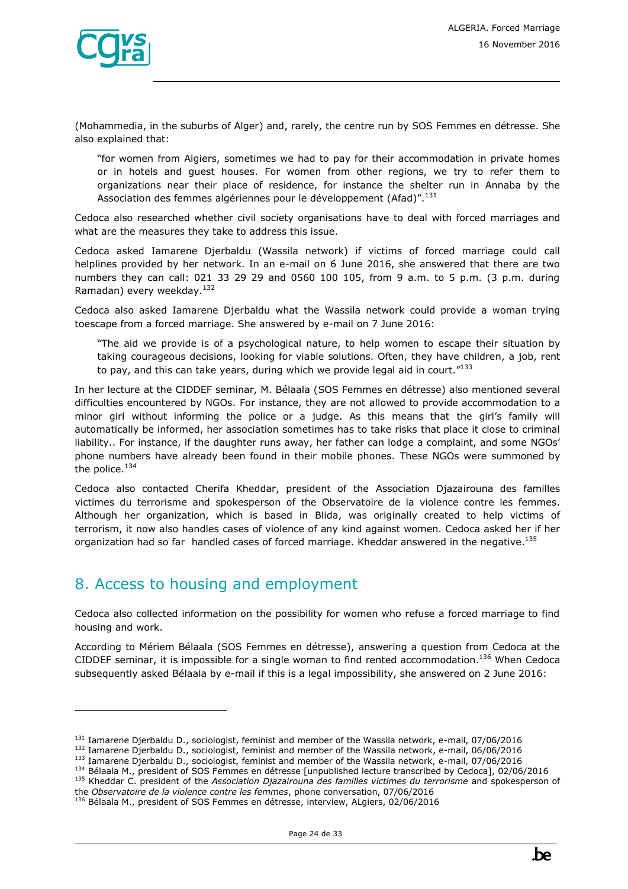(Mohammedia, in the suburbs of Alger) and, rarely, the centre run by SOS Femmes en détresse. She also explained that:

> "for women from Algiers, sometimes we had to pay for their accommodation in private homes or in hotels and guest houses. For women from other regions, we try to refer them to organizations near their place of residence, for instance the shelter run in Annaba by the Association des femmes algériennes pour le développement (Afad)".[131]

Cedoca also researched whether civil society organisations have to deal with forced marriages and what are the measures they take to address this issue.

Cedoca asked Iamarene Djerbaldu (Wassila network) if victims of forced marriage could call helplines provided by her network. In an e-mail on 6 June 2016, she answered that there are two numbers they can call: 021 33 29 29 and 0560 100 105, from 9 a.m. to 5 p.m. (3 p.m. during Ramadan) every weekday.[132]

Cedoca also asked Iamarene Djerbaldu what the Wassila network could provide a woman trying toescape from a forced marriage. She answered by e-mail on 7 June 2016:

> "The aid we provide is of a psychological nature, to help women to escape their situation by taking courageous decisions, looking for viable solutions. Often, they have children, a job, rent to pay, and this can take years, during which we provide legal aid in court."[133]

In her lecture at the CIDDEF seminar, M. Bélaala (SOS Femmes en détresse) also mentioned several difficulties encountered by NGOs. For instance, they are not allowed to provide accommodation to a minor girl without informing the police or a judge. As this means that the girl's family will automatically be informed, her association sometimes has to take risks that place it close to criminal liability.. For instance, if the daughter runs away, her father can lodge a complaint, and some NGOs' phone numbers have already been found in their mobile phones. These NGOs were summoned by the police.[134]

Cedoca also contacted Cherifa Kheddar, president of the Association Djazairouna des familles victimes du terrorisme and spokesperson of the Observatoire de la violence contre les femmes. Although her organization, which is based in Blida, was originally created to help victims of terrorism, it now also handles cases of violence of any kind against women. Cedoca asked her if her organization had so far handled cases of forced marriage. Kheddar answered in the negative.[135]

## 8. Access to housing and employment

Cedoca also collected information on the possibility for women who refuse a forced marriage to find housing and work.

According to Mériem Bélaala (SOS Femmes en détresse), answering a question from Cedoca at the CIDDEF seminar, it is impossible for a single woman to find rented accommodation.[136] When Cedoca subsequently asked Bélaala by e-mail if this is a legal impossibility, she answered on 2 June 2016:

---

[131] Iamarene Djerbaldu D., sociologist, feminist and member of the Wassila network, e-mail, 07/06/2016
[132] Iamarene Djerbaldu D., sociologist, feminist and member of the Wassila network, e-mail, 06/06/2016
[133] Iamarene Djerbaldu D., sociologist, feminist and member of the Wassila network, e-mail, 07/06/2016
[134] Bélaala M., president of SOS Femmes en détresse [unpublished lecture transcribed by Cedoca], 02/06/2016
[135] Kheddar C. president of the *Association Djazairouna des familles victimes du terrorisme* and spokesperson of the *Observatoire de la violence contre les femmes*, phone conversation, 07/06/2016
[136] Bélaala M., president of SOS Femmes en détresse, interview, ALgiers, 02/06/2016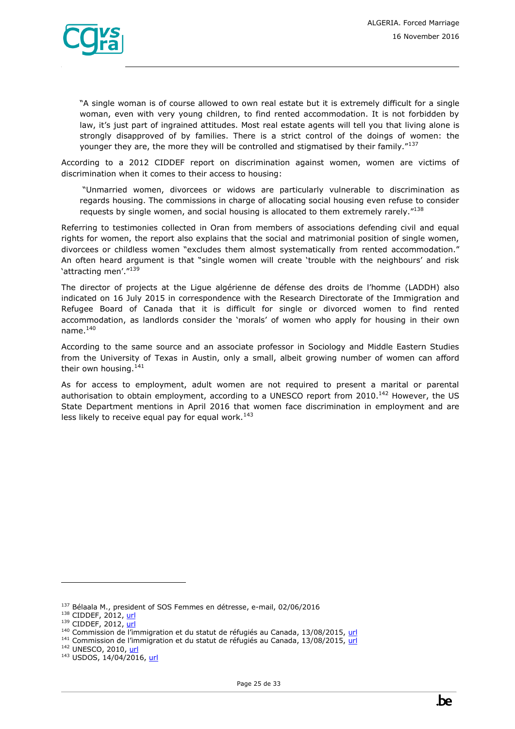> "A single woman is of course allowed to own real estate but it is extremely difficult for a single woman, even with very young children, to find rented accommodation. It is not forbidden by law, it's just part of ingrained attitudes. Most real estate agents will tell you that living alone is strongly disapproved of by families. There is a strict control of the doings of women: the younger they are, the more they will be controlled and stigmatised by their family."[137]

According to a 2012 CIDDEF report on discrimination against women, women are victims of discrimination when it comes to their access to housing:

> "Unmarried women, divorcees or widows are particularly vulnerable to discrimination as regards housing. The commissions in charge of allocating social housing even refuse to consider requests by single women, and social housing is allocated to them extremely rarely."[138]

Referring to testimonies collected in Oran from members of associations defending civil and equal rights for women, the report also explains that the social and matrimonial position of single women, divorcees or childless women "excludes them almost systematically from rented accommodation." An often heard argument is that "single women will create 'trouble with the neighbours' and risk 'attracting men'."[139]

The director of projects at the Ligue algérienne de défense des droits de l'homme (LADDH) also indicated on 16 July 2015 in correspondence with the Research Directorate of the Immigration and Refugee Board of Canada that it is difficult for single or divorced women to find rented accommodation, as landlords consider the 'morals' of women who apply for housing in their own name.[140]

According to the same source and an associate professor in Sociology and Middle Eastern Studies from the University of Texas in Austin, only a small, albeit growing number of women can afford their own housing.[141]

As for access to employment, adult women are not required to present a marital or parental authorisation to obtain employment, according to a UNESCO report from 2010.[142] However, the US State Department mentions in April 2016 that women face discrimination in employment and are less likely to receive equal pay for equal work.[143]

---

[137] Bélaala M., president of SOS Femmes en détresse, e-mail, 02/06/2016
[138] CIDDEF, 2012, url
[139] CIDDEF, 2012, url
[140] Commission de l'immigration et du statut de réfugiés au Canada, 13/08/2015, url
[141] Commission de l'immigration et du statut de réfugiés au Canada, 13/08/2015, url
[142] UNESCO, 2010, url
[143] USDOS, 14/04/2016, url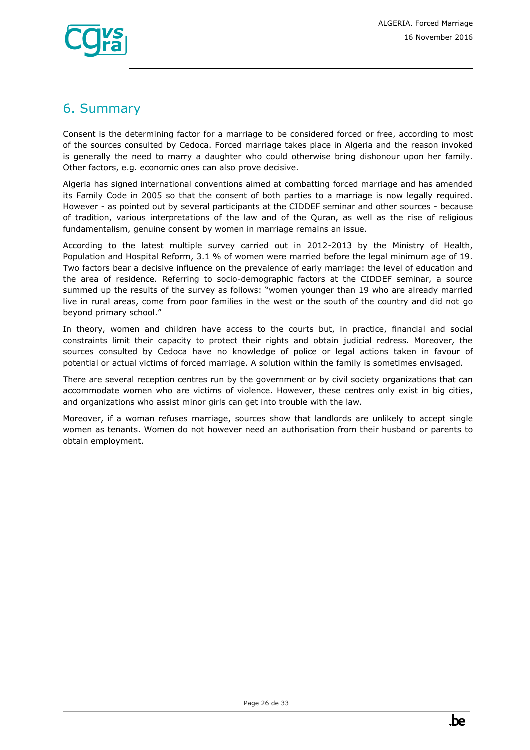## 6. Summary

Consent is the determining factor for a marriage to be considered forced or free, according to most of the sources consulted by Cedoca. Forced marriage takes place in Algeria and the reason invoked is generally the need to marry a daughter who could otherwise bring dishonour upon her family. Other factors, e.g. economic ones can also prove decisive.

Algeria has signed international conventions aimed at combatting forced marriage and has amended its Family Code in 2005 so that the consent of both parties to a marriage is now legally required. However - as pointed out by several participants at the CIDDEF seminar and other sources - because of tradition, various interpretations of the law and of the Quran, as well as the rise of religious fundamentalism, genuine consent by women in marriage remains an issue.

According to the latest multiple survey carried out in 2012-2013 by the Ministry of Health, Population and Hospital Reform, 3.1 % of women were married before the legal minimum age of 19. Two factors bear a decisive influence on the prevalence of early marriage: the level of education and the area of residence. Referring to socio-demographic factors at the CIDDEF seminar, a source summed up the results of the survey as follows: "women younger than 19 who are already married live in rural areas, come from poor families in the west or the south of the country and did not go beyond primary school."

In theory, women and children have access to the courts but, in practice, financial and social constraints limit their capacity to protect their rights and obtain judicial redress. Moreover, the sources consulted by Cedoca have no knowledge of police or legal actions taken in favour of potential or actual victims of forced marriage. A solution within the family is sometimes envisaged.

There are several reception centres run by the government or by civil society organizations that can accommodate women who are victims of violence. However, these centres only exist in big cities, and organizations who assist minor girls can get into trouble with the law.

Moreover, if a woman refuses marriage, sources show that landlords are unlikely to accept single women as tenants. Women do not however need an authorisation from their husband or parents to obtain employment.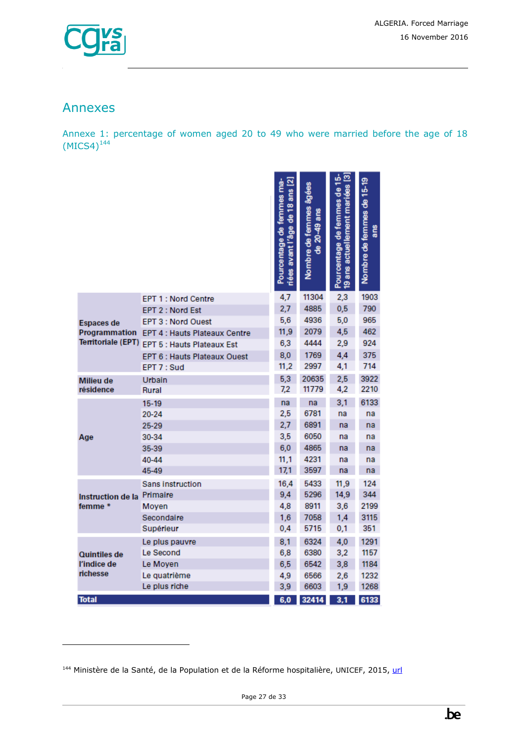# Annexes

## Annexe 1: percentage of women aged 20 to 49 who were married before the age of 18 (MICS4)[144]

| | | Pourcentage de femmes mariées avant l'âge de 18 ans [2] | Nombre de femmes âgées de 20-49 ans | Pourcentage de femmes de 15-19 ans actuellement mariées [3] | Nombre de femmes de 15-19 ans |
|---|---|---|---|---|---|
| Espaces de Programmation Territoriale (EPT) | EPT 1 : Nord Centre | 4,7 | 11304 | 2,3 | 1903 |
| | EPT 2 : Nord Est | 2,7 | 4885 | 0,5 | 790 |
| | EPT 3 : Nord Ouest | 5,6 | 4936 | 5,0 | 965 |
| | EPT 4 : Hauts Plateaux Centre | 11,9 | 2079 | 4,5 | 462 |
| | EPT 5 : Hauts Plateaux Est | 6,3 | 4444 | 2,9 | 924 |
| | EPT 6 : Hauts Plateaux Ouest | 8,0 | 1769 | 4,4 | 375 |
| | EPT 7 : Sud | 11,2 | 2997 | 4,1 | 714 |
| Milieu de résidence | Urbain | 5,3 | 20635 | 2,5 | 3922 |
| | Rural | 7,2 | 11779 | 4,2 | 2210 |
| Age | 15-19 | na | na | 3,1 | 6133 |
| | 20-24 | 2,5 | 6781 | na | na |
| | 25-29 | 2,7 | 6891 | na | na |
| | 30-34 | 3,5 | 6050 | na | na |
| | 35-39 | 6,0 | 4865 | na | na |
| | 40-44 | 11,1 | 4231 | na | na |
| | 45-49 | 17,1 | 3597 | na | na |
| Instruction de la femme * | Sans instruction | 16,4 | 5433 | 11,9 | 124 |
| | Primaire | 9,4 | 5296 | 14,9 | 344 |
| | Moyen | 4,8 | 8911 | 3,6 | 2199 |
| | Secondaire | 1,6 | 7058 | 1,4 | 3115 |
| | Supérieur | 0,4 | 5715 | 0,1 | 351 |
| Quintiles de l'indice de richesse | Le plus pauvre | 8,1 | 6324 | 4,0 | 1291 |
| | Le Second | 6,8 | 6380 | 3,2 | 1157 |
| | Le Moyen | 6,5 | 6542 | 3,8 | 1184 |
| | Le quatrième | 4,9 | 6566 | 2,6 | 1232 |
| | Le plus riche | 3,9 | 6603 | 1,9 | 1268 |
| **Total** | | **6,0** | **32414** | **3,1** | **6133** |

[144] Ministère de la Santé, de la Population et de la Réforme hospitalière, UNICEF, 2015, url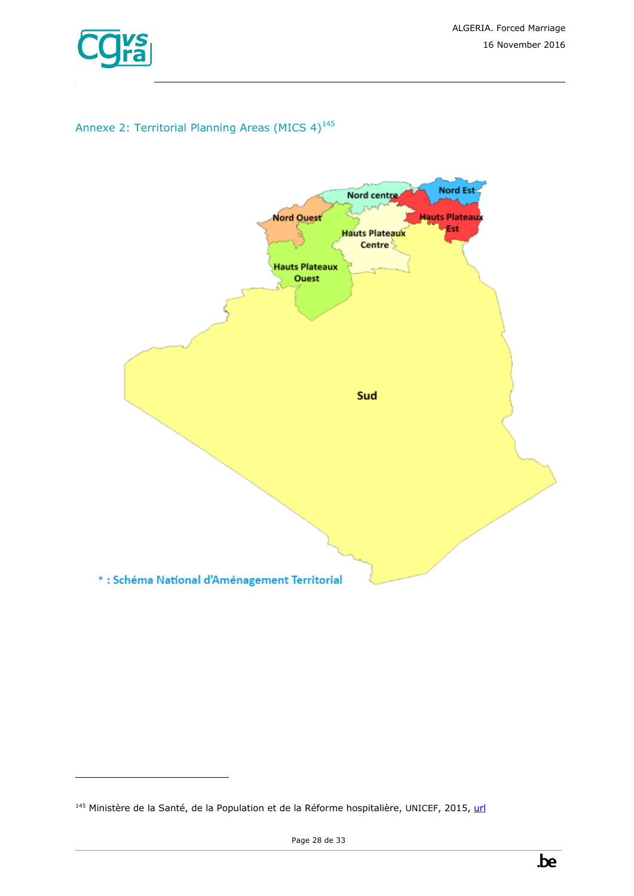## Annexe 2: Territorial Planning Areas (MICS 4)[145]

Nord centre

Nord Est

Nord Ouest

Hauts Plateaux Est

Hauts Plateaux Centre

Hauts Plateaux Ouest

Sud

* : Schéma National d'Aménagement Territorial

[145] Ministère de la Santé, de la Population et de la Réforme hospitalière, UNICEF, 2015, url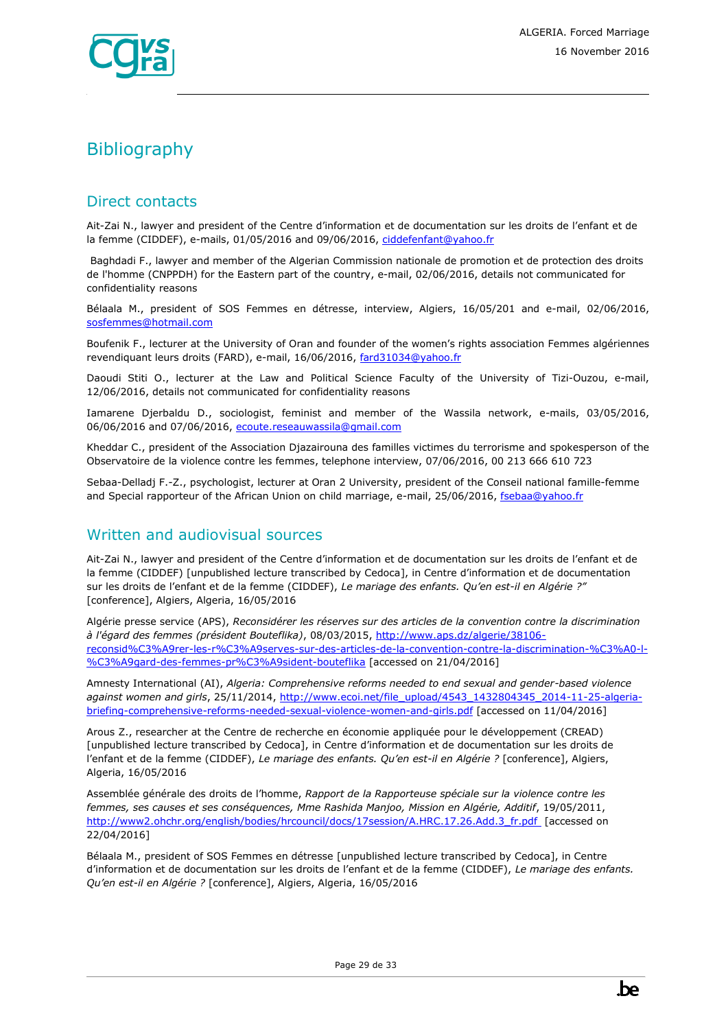# Bibliography

## Direct contacts

Ait-Zai N., lawyer and president of the Centre d'information et de documentation sur les droits de l'enfant et de la femme (CIDDEF), e-mails, 01/05/2016 and 09/06/2016, ciddefenfant@yahoo.fr

Baghdadi F., lawyer and member of the Algerian Commission nationale de promotion et de protection des droits de l'homme (CNPPDH) for the Eastern part of the country, e-mail, 02/06/2016, details not communicated for confidentiality reasons

Bélaala M., president of SOS Femmes en détresse, interview, Algiers, 16/05/201 and e-mail, 02/06/2016, sosfemmes@hotmail.com

Boufenik F., lecturer at the University of Oran and founder of the women's rights association Femmes algériennes revendiquant leurs droits (FARD), e-mail, 16/06/2016, fard31034@yahoo.fr

Daoudi Stiti O., lecturer at the Law and Political Science Faculty of the University of Tizi-Ouzou, e-mail, 12/06/2016, details not communicated for confidentiality reasons

Iamarene Djerbaldu D., sociologist, feminist and member of the Wassila network, e-mails, 03/05/2016, 06/06/2016 and 07/06/2016, ecoute.reseauwassila@gmail.com

Kheddar C., president of the Association Djazairouna des familles victimes du terrorisme and spokesperson of the Observatoire de la violence contre les femmes, telephone interview, 07/06/2016, 00 213 666 610 723

Sebaa-Delladj F.-Z., psychologist, lecturer at Oran 2 University, president of the Conseil national famille-femme and Special rapporteur of the African Union on child marriage, e-mail, 25/06/2016, fsebaa@yahoo.fr

## Written and audiovisual sources

Ait-Zai N., lawyer and president of the Centre d'information et de documentation sur les droits de l'enfant et de la femme (CIDDEF) [unpublished lecture transcribed by Cedoca], in Centre d'information et de documentation sur les droits de l'enfant et de la femme (CIDDEF), *Le mariage des enfants. Qu'en est-il en Algérie ?"* [conference], Algiers, Algeria, 16/05/2016

Algérie presse service (APS), *Reconsidérer les réserves sur des articles de la convention contre la discrimination à l'égard des femmes (président Bouteflika)*, 08/03/2015, http://www.aps.dz/algerie/38106-reconsid%C3%A9rer-les-r%C3%A9serves-sur-des-articles-de-la-convention-contre-la-discrimination-%C3%A0-l-%C3%A9gard-des-femmes-pr%C3%A9sident-bouteflika [accessed on 21/04/2016]

Amnesty International (AI), *Algeria: Comprehensive reforms needed to end sexual and gender-based violence against women and girls*, 25/11/2014, http://www.ecoi.net/file_upload/4543_1432804345_2014-11-25-algeria-briefing-comprehensive-reforms-needed-sexual-violence-women-and-girls.pdf [accessed on 11/04/2016]

Arous Z., researcher at the Centre de recherche en économie appliquée pour le développement (CREAD) [unpublished lecture transcribed by Cedoca], in Centre d'information et de documentation sur les droits de l'enfant et de la femme (CIDDEF), *Le mariage des enfants. Qu'en est-il en Algérie ?* [conference], Algiers, Algeria, 16/05/2016

Assemblée générale des droits de l'homme, *Rapport de la Rapporteuse spéciale sur la violence contre les femmes, ses causes et ses conséquences, Mme Rashida Manjoo, Mission en Algérie, Additif*, 19/05/2011, http://www2.ohchr.org/english/bodies/hrcouncil/docs/17session/A.HRC.17.26.Add.3_fr.pdf [accessed on 22/04/2016]

Bélaala M., president of SOS Femmes en détresse [unpublished lecture transcribed by Cedoca], in Centre d'information et de documentation sur les droits de l'enfant et de la femme (CIDDEF), *Le mariage des enfants. Qu'en est-il en Algérie ?* [conference], Algiers, Algeria, 16/05/2016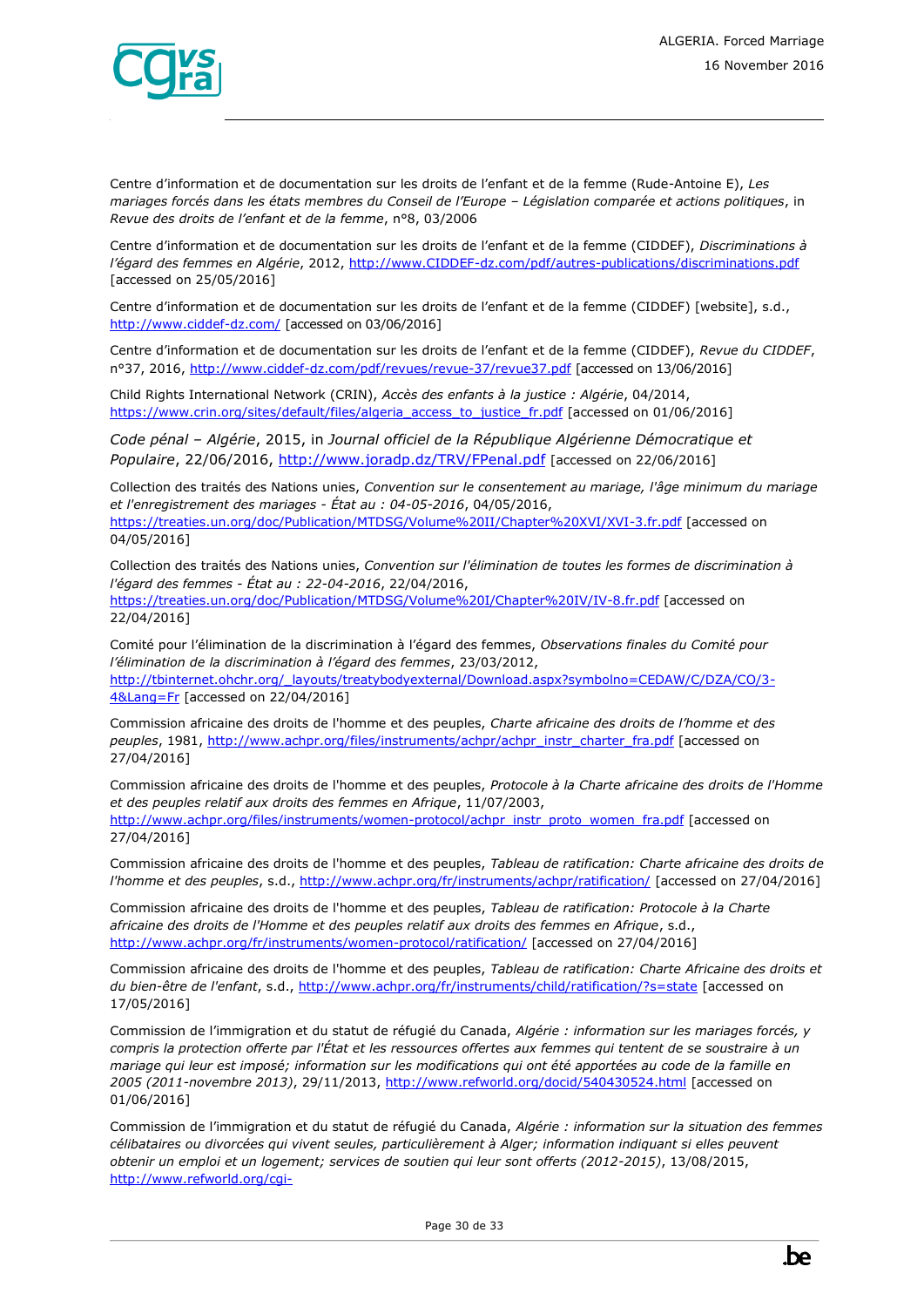Centre d'information et de documentation sur les droits de l'enfant et de la femme (Rude-Antoine E), *Les mariages forcés dans les états membres du Conseil de l'Europe – Législation comparée et actions politiques*, in *Revue des droits de l'enfant et de la femme*, n°8, 03/2006

Centre d'information et de documentation sur les droits de l'enfant et de la femme (CIDDEF), *Discriminations à l'égard des femmes en Algérie*, 2012, http://www.CIDDEF-dz.com/pdf/autres-publications/discriminations.pdf [accessed on 25/05/2016]

Centre d'information et de documentation sur les droits de l'enfant et de la femme (CIDDEF) [website], s.d., http://www.ciddef-dz.com/ [accessed on 03/06/2016]

Centre d'information et de documentation sur les droits de l'enfant et de la femme (CIDDEF), *Revue du CIDDEF*, n°37, 2016, http://www.ciddef-dz.com/pdf/revues/revue-37/revue37.pdf [accessed on 13/06/2016]

Child Rights International Network (CRIN), *Accès des enfants à la justice : Algérie*, 04/2014, https://www.crin.org/sites/default/files/algeria_access_to_justice_fr.pdf [accessed on 01/06/2016]

*Code pénal – Algérie*, 2015, in *Journal officiel de la République Algérienne Démocratique et Populaire*, 22/06/2016, http://www.joradp.dz/TRV/FPenal.pdf [accessed on 22/06/2016]

Collection des traités des Nations unies, *Convention sur le consentement au mariage, l'âge minimum du mariage et l'enregistrement des mariages - État au : 04-05-2016*, 04/05/2016, https://treaties.un.org/doc/Publication/MTDSG/Volume%20II/Chapter%20XVI/XVI-3.fr.pdf [accessed on 04/05/2016]

Collection des traités des Nations unies, *Convention sur l'élimination de toutes les formes de discrimination à l'égard des femmes - État au : 22-04-2016*, 22/04/2016, https://treaties.un.org/doc/Publication/MTDSG/Volume%20I/Chapter%20IV/IV-8.fr.pdf [accessed on 22/04/2016]

Comité pour l'élimination de la discrimination à l'égard des femmes, *Observations finales du Comité pour l'élimination de la discrimination à l'égard des femmes*, 23/03/2012, http://tbinternet.ohchr.org/_layouts/treatybodyexternal/Download.aspx?symbolno=CEDAW/C/DZA/CO/3-4&Lang=Fr [accessed on 22/04/2016]

Commission africaine des droits de l'homme et des peuples, *Charte africaine des droits de l'homme et des peuples*, 1981, http://www.achpr.org/files/instruments/achpr/achpr_instr_charter_fra.pdf [accessed on 27/04/2016]

Commission africaine des droits de l'homme et des peuples, *Protocole à la Charte africaine des droits de l'Homme et des peuples relatif aux droits des femmes en Afrique*, 11/07/2003, http://www.achpr.org/files/instruments/women-protocol/achpr_instr_proto_women_fra.pdf [accessed on 27/04/2016]

Commission africaine des droits de l'homme et des peuples, *Tableau de ratification: Charte africaine des droits de l'homme et des peuples*, s.d., http://www.achpr.org/fr/instruments/achpr/ratification/ [accessed on 27/04/2016]

Commission africaine des droits de l'homme et des peuples, *Tableau de ratification: Protocole à la Charte africaine des droits de l'Homme et des peuples relatif aux droits des femmes en Afrique*, s.d., http://www.achpr.org/fr/instruments/women-protocol/ratification/ [accessed on 27/04/2016]

Commission africaine des droits de l'homme et des peuples, *Tableau de ratification: Charte Africaine des droits et du bien-être de l'enfant*, s.d., http://www.achpr.org/fr/instruments/child/ratification/?s=state [accessed on 17/05/2016]

Commission de l'immigration et du statut de réfugié du Canada, *Algérie : information sur les mariages forcés, y compris la protection offerte par l'État et les ressources offertes aux femmes qui tentent de se soustraire à un mariage qui leur est imposé; information sur les modifications qui ont été apportées au code de la famille en 2005 (2011-novembre 2013)*, 29/11/2013, http://www.refworld.org/docid/540430524.html [accessed on 01/06/2016]

Commission de l'immigration et du statut de réfugié du Canada, *Algérie : information sur la situation des femmes célibataires ou divorcées qui vivent seules, particulièrement à Alger; information indiquant si elles peuvent obtenir un emploi et un logement; services de soutien qui leur sont offerts (2012-2015)*, 13/08/2015, http://www.refworld.org/cgi-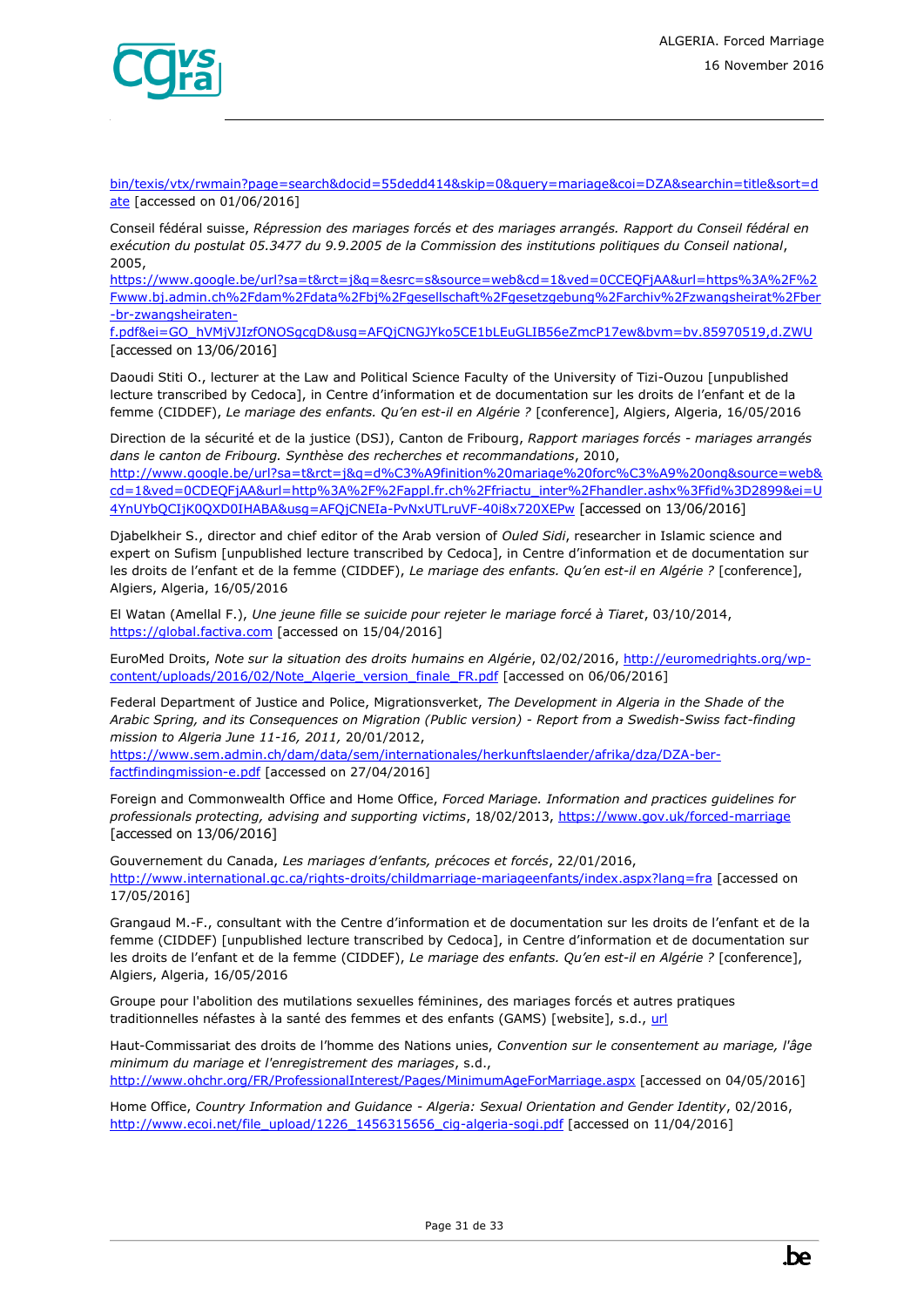bin/texis/vtx/rwmain?page=search&docid=55dedd414&skip=0&query=mariage&coi=DZA&searchin=title&sort=date [accessed on 01/06/2016]

Conseil fédéral suisse, *Répression des mariages forcés et des mariages arrangés. Rapport du Conseil fédéral en exécution du postulat 05.3477 du 9.9.2005 de la Commission des institutions politiques du Conseil national*, 2005, https://www.google.be/url?sa=t&rct=j&q=&esrc=s&source=web&cd=1&ved=0CCEQFjAA&url=https%3A%2F%2Fwww.bj.admin.ch%2Fdam%2Fdata%2Fbj%2Fgesellschaft%2Fgesetzgebung%2Farchiv%2Fzwangsheirat%2Fber-br-zwangsheiraten-f.pdf&ei=GO_hVMjVJIzfONOSgcgD&usg=AFQjCNGJYko5CE1bLEuGLIB56eZmcP17ew&bvm=bv.85970519,d.ZWU [accessed on 13/06/2016]

Daoudi Stiti O., lecturer at the Law and Political Science Faculty of the University of Tizi-Ouzou [unpublished lecture transcribed by Cedoca], in Centre d'information et de documentation sur les droits de l'enfant et de la femme (CIDDEF), *Le mariage des enfants. Qu'en est-il en Algérie ?* [conference], Algiers, Algeria, 16/05/2016

Direction de la sécurité et de la justice (DSJ), Canton de Fribourg, *Rapport mariages forcés - mariages arrangés dans le canton de Fribourg. Synthèse des recherches et recommandations*, 2010, http://www.google.be/url?sa=t&rct=j&q=d%C3%A9finition%20mariage%20forc%C3%A9%20ong&source=web&cd=1&ved=0CDEQFjAA&url=http%3A%2F%2Fappl.fr.ch%2Ffriactu_inter%2Fhandler.ashx%3Ffid%3D2899&ei=U4YnUYbQCIjK0QXD0IHABA&usg=AFQjCNEIa-PvNxUTLruVF-40i8x720XEPw [accessed on 13/06/2016]

Djabelkheir S., director and chief editor of the Arab version of *Ouled Sidi*, researcher in Islamic science and expert on Sufism [unpublished lecture transcribed by Cedoca], in Centre d'information et de documentation sur les droits de l'enfant et de la femme (CIDDEF), *Le mariage des enfants. Qu'en est-il en Algérie ?* [conference], Algiers, Algeria, 16/05/2016

El Watan (Amellal F.), *Une jeune fille se suicide pour rejeter le mariage forcé à Tiaret*, 03/10/2014, https://global.factiva.com [accessed on 15/04/2016]

EuroMed Droits, *Note sur la situation des droits humains en Algérie*, 02/02/2016, http://euromedrights.org/wp-content/uploads/2016/02/Note_Algerie_version_finale_FR.pdf [accessed on 06/06/2016]

Federal Department of Justice and Police, Migrationsverket, *The Development in Algeria in the Shade of the Arabic Spring, and its Consequences on Migration (Public version) - Report from a Swedish-Swiss fact-finding mission to Algeria June 11-16, 2011,* 20/01/2012, https://www.sem.admin.ch/dam/data/sem/internationales/herkunftslaender/afrika/dza/DZA-ber-factfindingmission-e.pdf [accessed on 27/04/2016]

Foreign and Commonwealth Office and Home Office, *Forced Mariage. Information and practices guidelines for professionals protecting, advising and supporting victims*, 18/02/2013, https://www.gov.uk/forced-marriage [accessed on 13/06/2016]

Gouvernement du Canada, *Les mariages d'enfants, précoces et forcés*, 22/01/2016, http://www.international.gc.ca/rights-droits/childmarriage-mariageenfants/index.aspx?lang=fra [accessed on 17/05/2016]

Grangaud M.-F., consultant with the Centre d'information et de documentation sur les droits de l'enfant et de la femme (CIDDEF) [unpublished lecture transcribed by Cedoca], in Centre d'information et de documentation sur les droits de l'enfant et de la femme (CIDDEF), *Le mariage des enfants. Qu'en est-il en Algérie ?* [conference], Algiers, Algeria, 16/05/2016

Groupe pour l'abolition des mutilations sexuelles féminines, des mariages forcés et autres pratiques traditionnelles néfastes à la santé des femmes et des enfants (GAMS) [website], s.d., url

Haut-Commissariat des droits de l'homme des Nations unies, *Convention sur le consentement au mariage, l'âge minimum du mariage et l'enregistrement des mariages*, s.d., http://www.ohchr.org/FR/ProfessionalInterest/Pages/MinimumAgeForMarriage.aspx [accessed on 04/05/2016]

Home Office, *Country Information and Guidance - Algeria: Sexual Orientation and Gender Identity*, 02/2016, http://www.ecoi.net/file_upload/1226_1456315656_cig-algeria-sogi.pdf [accessed on 11/04/2016]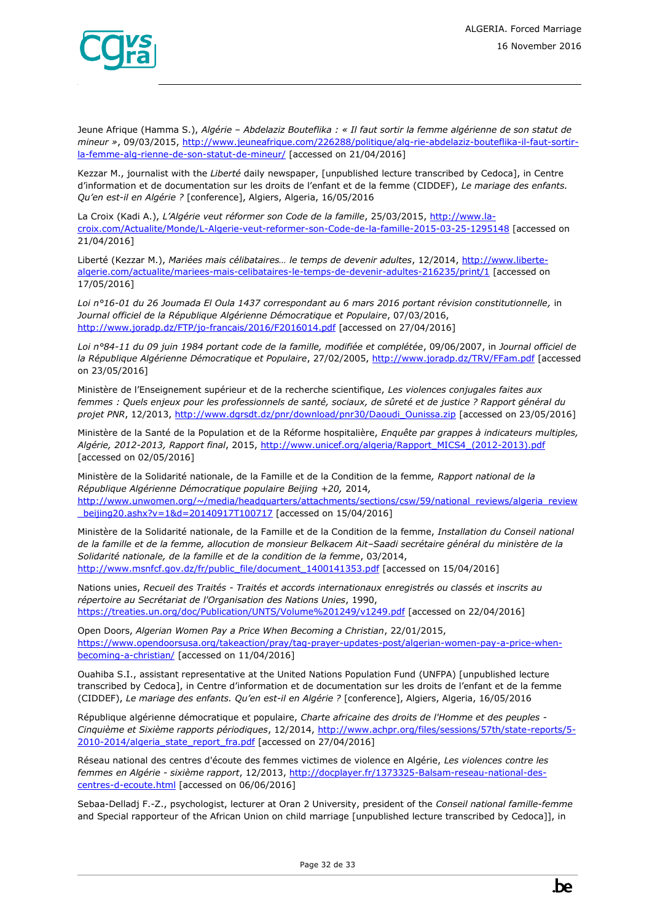Jeune Afrique (Hamma S.), *Algérie – Abdelaziz Bouteflika : « Il faut sortir la femme algérienne de son statut de mineur »*, 09/03/2015, http://www.jeuneafrique.com/226288/politique/alg-rie-abdelaziz-bouteflika-il-faut-sortir-la-femme-alg-rienne-de-son-statut-de-mineur/ [accessed on 21/04/2016]

Kezzar M., journalist with the *Liberté* daily newspaper, [unpublished lecture transcribed by Cedoca], in Centre d'information et de documentation sur les droits de l'enfant et de la femme (CIDDEF), *Le mariage des enfants. Qu'en est-il en Algérie ?* [conference], Algiers, Algeria, 16/05/2016

La Croix (Kadi A.), *L'Algérie veut réformer son Code de la famille*, 25/03/2015, http://www.la-croix.com/Actualite/Monde/L-Algerie-veut-reformer-son-Code-de-la-famille-2015-03-25-1295148 [accessed on 21/04/2016]

Liberté (Kezzar M.), *Mariées mais célibataires… le temps de devenir adultes*, 12/2014, http://www.liberte-algerie.com/actualite/mariees-mais-celibataires-le-temps-de-devenir-adultes-216235/print/1 [accessed on 17/05/2016]

*Loi n°16-01 du 26 Joumada El Oula 1437 correspondant au 6 mars 2016 portant révision constitutionnelle,* in *Journal officiel de la République Algérienne Démocratique et Populaire*, 07/03/2016, http://www.joradp.dz/FTP/jo-francais/2016/F2016014.pdf [accessed on 27/04/2016]

*Loi n°84-11 du 09 juin 1984 portant code de la famille, modifiée et complétée*, 09/06/2007, in *Journal officiel de la République Algérienne Démocratique et Populaire*, 27/02/2005, http://www.joradp.dz/TRV/FFam.pdf [accessed on 23/05/2016]

Ministère de l'Enseignement supérieur et de la recherche scientifique, *Les violences conjugales faites aux femmes : Quels enjeux pour les professionnels de santé, sociaux, de sûreté et de justice ? Rapport général du projet PNR*, 12/2013, http://www.dgrsdt.dz/pnr/download/pnr30/Daoudi_Ounissa.zip [accessed on 23/05/2016]

Ministère de la Santé de la Population et de la Réforme hospitalière, *Enquête par grappes à indicateurs multiples, Algérie, 2012-2013, Rapport final*, 2015, http://www.unicef.org/algeria/Rapport_MICS4_(2012-2013).pdf [accessed on 02/05/2016]

Ministère de la Solidarité nationale, de la Famille et de la Condition de la femme*, Rapport national de la République Algérienne Démocratique populaire Beijing +20,* 2014, http://www.unwomen.org/~/media/headquarters/attachments/sections/csw/59/national_reviews/algeria_review_beijing20.ashx?v=1&d=20140917T100717 [accessed on 15/04/2016]

Ministère de la Solidarité nationale, de la Famille et de la Condition de la femme, *Installation du Conseil national de la famille et de la femme, allocution de monsieur Belkacem Ait–Saadi secrétaire général du ministère de la Solidarité nationale, de la famille et de la condition de la femme*, 03/2014, http://www.msnfcf.gov.dz/fr/public_file/document_1400141353.pdf [accessed on 15/04/2016]

Nations unies, *Recueil des Traités - Traités et accords internationaux enregistrés ou classés et inscrits au répertoire au Secrétariat de l'Organisation des Nations Unies*, 1990, https://treaties.un.org/doc/Publication/UNTS/Volume%201249/v1249.pdf [accessed on 22/04/2016]

Open Doors, *Algerian Women Pay a Price When Becoming a Christian*, 22/01/2015, https://www.opendoorsusa.org/takeaction/pray/tag-prayer-updates-post/algerian-women-pay-a-price-when-becoming-a-christian/ [accessed on 11/04/2016]

Ouahiba S.I., assistant representative at the United Nations Population Fund (UNFPA) [unpublished lecture transcribed by Cedoca], in Centre d'information et de documentation sur les droits de l'enfant et de la femme (CIDDEF), *Le mariage des enfants. Qu'en est-il en Algérie ?* [conference], Algiers, Algeria, 16/05/2016

République algérienne démocratique et populaire, *Charte africaine des droits de l'Homme et des peuples - Cinquième et Sixième rapports périodiques*, 12/2014, http://www.achpr.org/files/sessions/57th/state-reports/5-2010-2014/algeria_state_report_fra.pdf [accessed on 27/04/2016]

Réseau national des centres d'écoute des femmes victimes de violence en Algérie, *Les violences contre les femmes en Algérie - sixième rapport*, 12/2013, http://docplayer.fr/1373325-Balsam-reseau-national-des-centres-d-ecoute.html [accessed on 06/06/2016]

Sebaa-Delladj F.-Z., psychologist, lecturer at Oran 2 University, president of the *Conseil national famille-femme* and Special rapporteur of the African Union on child marriage [unpublished lecture transcribed by Cedoca]], in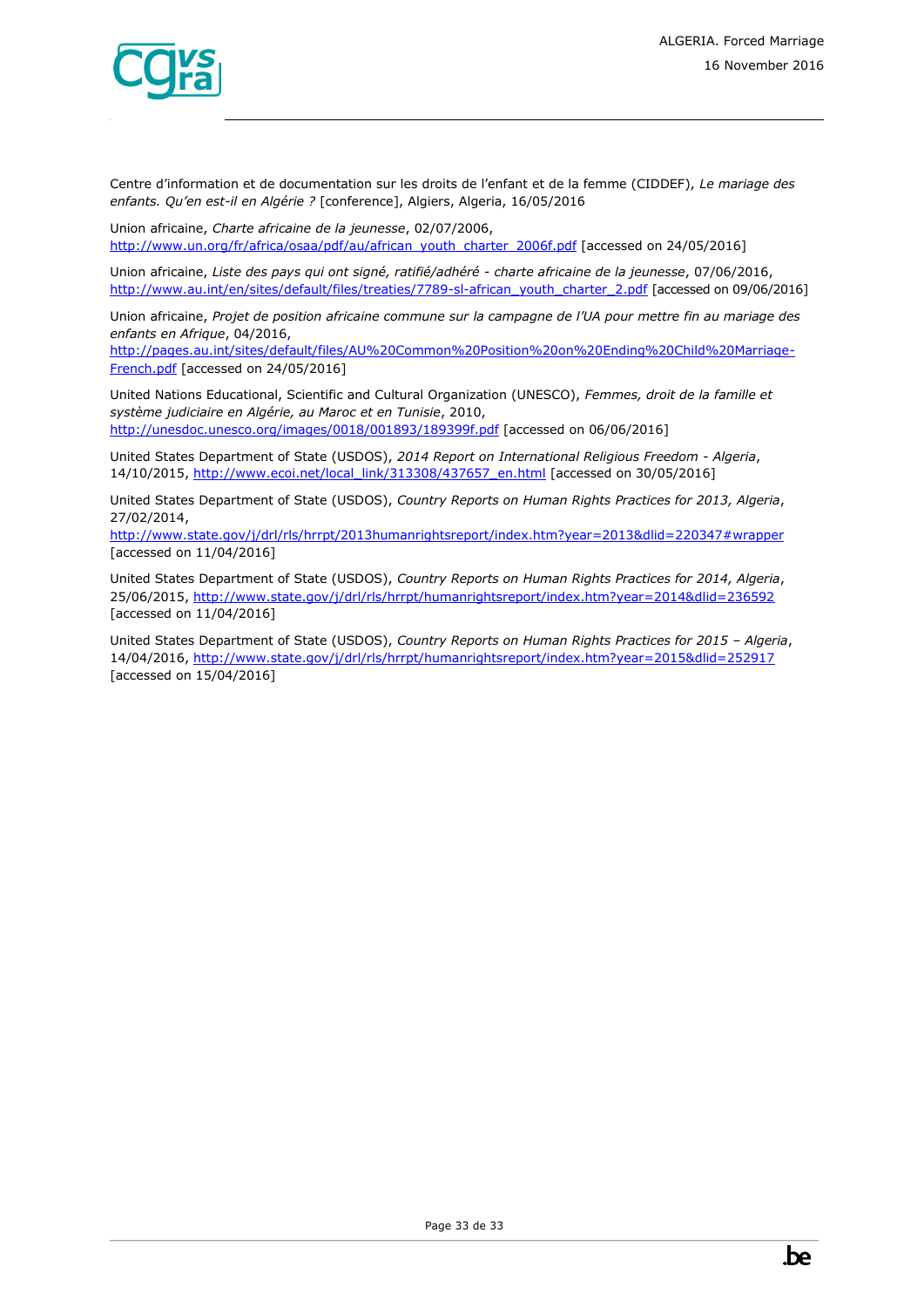Centre d'information et de documentation sur les droits de l'enfant et de la femme (CIDDEF), *Le mariage des enfants. Qu'en est-il en Algérie ?* [conference], Algiers, Algeria, 16/05/2016

Union africaine, *Charte africaine de la jeunesse*, 02/07/2006, http://www.un.org/fr/africa/osaa/pdf/au/african_youth_charter_2006f.pdf [accessed on 24/05/2016]

Union africaine, *Liste des pays qui ont signé, ratifié/adhéré - charte africaine de la jeunesse*, 07/06/2016, http://www.au.int/en/sites/default/files/treaties/7789-sl-african_youth_charter_2.pdf [accessed on 09/06/2016]

Union africaine, *Projet de position africaine commune sur la campagne de l'UA pour mettre fin au mariage des enfants en Afrique*, 04/2016, http://pages.au.int/sites/default/files/AU%20Common%20Position%20on%20Ending%20Child%20Marriage-French.pdf [accessed on 24/05/2016]

United Nations Educational, Scientific and Cultural Organization (UNESCO), *Femmes, droit de la famille et système judiciaire en Algérie, au Maroc et en Tunisie*, 2010, http://unesdoc.unesco.org/images/0018/001893/189399f.pdf [accessed on 06/06/2016]

United States Department of State (USDOS), *2014 Report on International Religious Freedom - Algeria*, 14/10/2015, http://www.ecoi.net/local_link/313308/437657_en.html [accessed on 30/05/2016]

United States Department of State (USDOS), *Country Reports on Human Rights Practices for 2013, Algeria*, 27/02/2014, http://www.state.gov/j/drl/rls/hrrpt/2013humanrightsreport/index.htm?year=2013&dlid=220347#wrapper [accessed on 11/04/2016]

United States Department of State (USDOS), *Country Reports on Human Rights Practices for 2014, Algeria*, 25/06/2015, http://www.state.gov/j/drl/rls/hrrpt/humanrightsreport/index.htm?year=2014&dlid=236592 [accessed on 11/04/2016]

United States Department of State (USDOS), *Country Reports on Human Rights Practices for 2015 – Algeria*, 14/04/2016, http://www.state.gov/j/drl/rls/hrrpt/humanrightsreport/index.htm?year=2015&dlid=252917 [accessed on 15/04/2016]